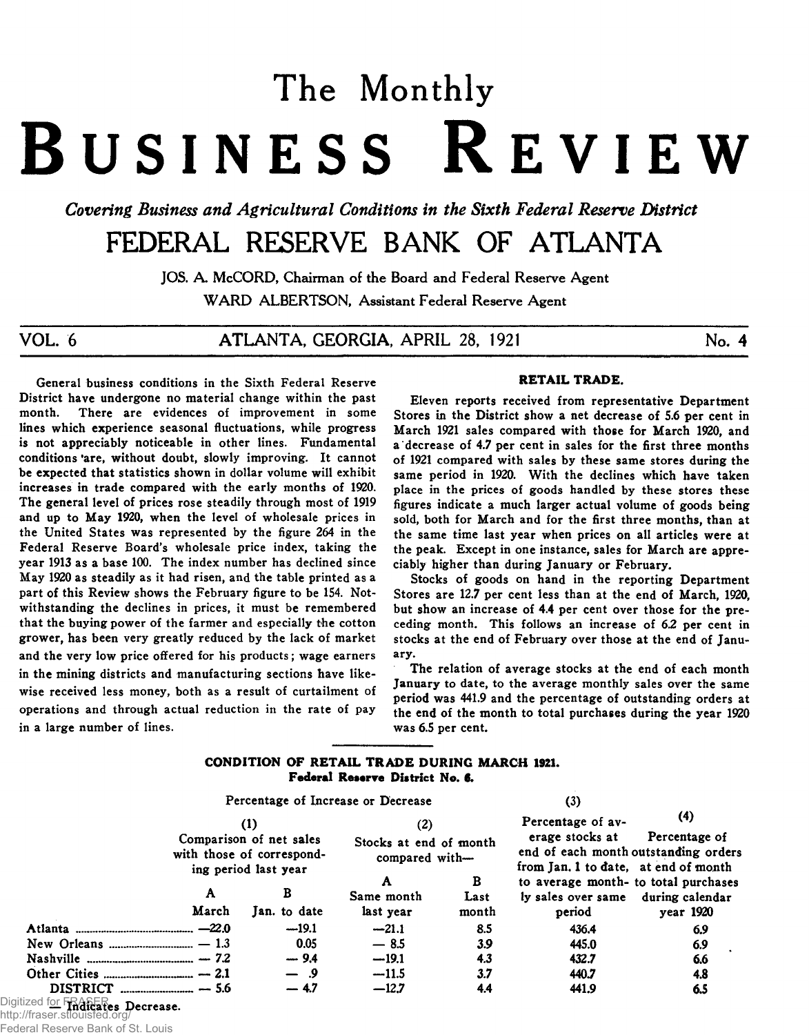# The Monthly

# BUSINESS REVIEW

*Covering Business and Agricultural Conditions in the Sixth Federal Reserve District*

## FEDERAL RESERVE BANK OF ATLANTA

JOS. A. McCORD, Chairman of the Board and Federal Reserve Agent

WARD ALBERTSON, Assistant Federal Reserve Agent

VOL. 6 — ATLANTA, GEORGIA, APRIL 28, 1921 — No. 4

General business conditions in the Sixth Federal Reserve District have undergone no material change within the past month. There are evidences of improvement in some lines which experience seasonal fluctuations, while progress is not appreciably noticeable in other lines. Fundamental conditions are, without doubt, slowly improving. It cannot be expected that statistics shown in dollar volume will exhibit increases in trade compared with the early months of 1920. The general level of prices rose steadily through most of 1919 and up to May 1920, when the level of wholesale prices in the United States was represented by the figure 264 in the Federal Reserve Board's wholesale price index, taking the year 1913 as a base 100. The index number has declined since May 1920 as steadily as it had risen, and the table printed as a part of this Review shows the February figure to be 154. Notwithstanding the declines in prices, it must be remembered that the buying power of the farmer and especially the cotton grower, has been very greatly reduced by the lack of market and the very low price offered for his products; wage earners in the mining districts and manufacturing sections have likewise received less money, both as a result of curtailment of operations and through actual reduction in the rate of pay in a large number of lines.

### RETAIL TRADE.

Eleven reports received from representative Department Stores in the District show a net decrease of 5.6 per cent in March 1921 sales compared with those for March 1920, and a decrease of 4.7 per cent in sales for the first three months of 1921 compared with sales by these same stores during the same period in 1920. With the declines which have taken place in the prices of goods handled by these stores these figures indicate a much larger actual volume of goods being sold, both for March and for the first three months, than at the same time last year when prices on all articles were at the peak. Except in one instance, sales for March are appreciably higher than during January or February.

Stocks of goods on hand in the reporting Department Stores are 12.7 per cent less than at the end of March, 1920, but show an increase of 4.4 per cent over those for the preceding month. This follows an increase of 6.2 per cent in stocks at the end of February over those at the end of January.

The relation of average stocks at the end of each month January to date, to the average monthly sales over the same period was 441.9 and the percentage of outstanding orders at the end of the month to total purchases during the year 1920 was 6.5 per cent.

**CONDITION OF RETAIL TRADE DURING MARCH 1921.**
**Federal Reserve District No. 6.**

| | Percentage of Increase or Decrease | | | | (3) | (4) |
|---|---|---|---|---|---|---|
| | (1) Comparison of net sales with those of corresponding period last year | | (2) Stocks at end of month compared with— | | Percentage of average stocks at end of each month from Jan. 1 to date, to average monthly sales over same period | Percentage of outstanding orders at end of month to total purchases during calendar year 1920 |
| | A | B | A | B | | |
| | March | Jan. to date | Same month last year | Last month | | |
| Atlanta | —22.0 | —19.1 | —21.1 | 8.5 | 436.4 | 6.9 |
| New Orleans | — 1.3 | 0.05 | — 8.5 | 3.9 | 445.0 | 6.9 |
| Nashville | — 7.2 | — 9.4 | —19.1 | 4.3 | 432.7 | 6.6 |
| Other Cities | — 2.1 | — .9 | —11.5 | 3.7 | 440.7 | 4.8 |
| DISTRICT | — 5.6 | — 4.7 | —12.7 | 4.4 | 441.9 | 6.5 |

— Indicates Decrease.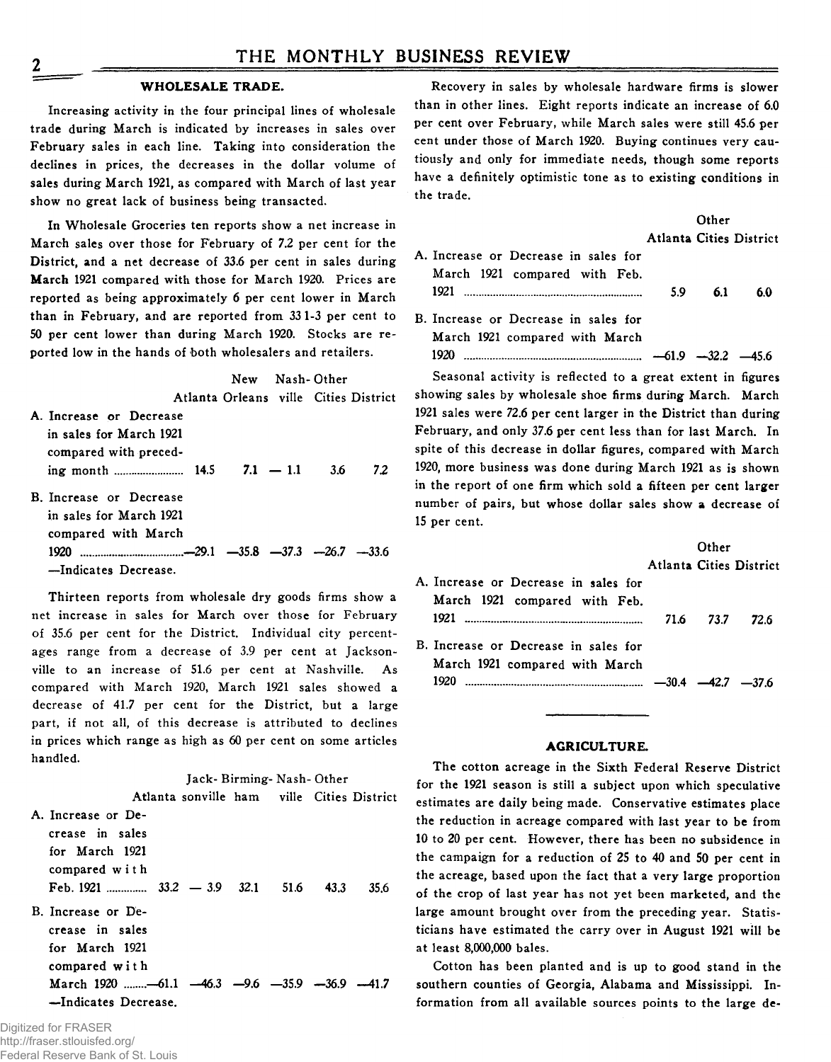## WHOLESALE TRADE.

Increasing activity in the four principal lines of wholesale trade during March is indicated by increases in sales over February sales in each line. Taking into consideration the declines in prices, the decreases in the dollar volume of sales during March 1921, as compared with March of last year show no great lack of business being transacted.

In Wholesale Groceries ten reports show a net increase in March sales over those for February of 7.2 per cent for the District, and a net decrease of 33.6 per cent in sales during March 1921 compared with those for March 1920. Prices are reported as being approximately 6 per cent lower in March than in February, and are reported from 33 1-3 per cent to 50 per cent lower than during March 1920. Stocks are reported low in the hands of both wholesalers and retailers.

| | Atlanta | New Orleans | Nashville | Other Cities | District |
|---|---|---|---|---|---|
| A. Increase or Decrease in sales for March 1921 compared with preceding month | 14.5 | 7.1 | —1.1 | 3.6 | 7.2 |
| B. Increase or Decrease in sales for March 1921 compared with March 1920 | —29.1 | —35.8 | —37.3 | —26.7 | —33.6 |

—Indicates Decrease.

Thirteen reports from wholesale dry goods firms show a net increase in sales for March over those for February of 35.6 per cent for the District. Individual city percentages range from a decrease of 3.9 per cent at Jacksonville to an increase of 51.6 per cent at Nashville. As compared with March 1920, March 1921 sales showed a decrease of 41.7 per cent for the District, but a large part, if not all, of this decrease is attributed to declines in prices which range as high as 60 per cent on some articles handled.

| | Atlanta | Jacksonville | Birmingham | Nashville | Other Cities | District |
|---|---|---|---|---|---|---|
| A. Increase or Decrease in sales for March 1921 compared with Feb. 1921 | 33.2 | —3.9 | 32.1 | 51.6 | 43.3 | 35.6 |
| B. Increase or Decrease in sales for March 1921 compared with March 1920 | —61.1 | —46.3 | —9.6 | —35.9 | —36.9 | —41.7 |

—Indicates Decrease.

Recovery in sales by wholesale hardware firms is slower than in other lines. Eight reports indicate an increase of 6.0 per cent over February, while March sales were still 45.6 per cent under those of March 1920. Buying continues very cautiously and only for immediate needs, though some reports have a definitely optimistic tone as to existing conditions in the trade.

| | Atlanta | Other Cities | District |
|---|---|---|---|
| A. Increase or Decrease in sales for March 1921 compared with Feb. 1921 | 5.9 | 6.1 | 6.0 |
| B. Increase or Decrease in sales for March 1921 compared with March 1920 | —61.9 | —32.2 | —45.6 |

Seasonal activity is reflected to a great extent in figures showing sales by wholesale shoe firms during March. March 1921 sales were 72.6 per cent larger in the District than during February, and only 37.6 per cent less than for last March. In spite of this decrease in dollar figures, compared with March 1920, more business was done during March 1921 as is shown in the report of one firm which sold a fifteen per cent larger number of pairs, but whose dollar sales show a decrease of 15 per cent.

| | Atlanta | Other Cities | District |
|---|---|---|---|
| A. Increase or Decrease in sales for March 1921 compared with Feb. 1921 | 71.6 | 73.7 | 72.6 |
| B. Increase or Decrease in sales for March 1921 compared with March 1920 | —30.4 | —42.7 | —37.6 |

## AGRICULTURE.

The cotton acreage in the Sixth Federal Reserve District for the 1921 season is still a subject upon which speculative estimates are daily being made. Conservative estimates place the reduction in acreage compared with last year to be from 10 to 20 per cent. However, there has been no subsidence in the campaign for a reduction of 25 to 40 and 50 per cent in the acreage, based upon the fact that a very large proportion of the crop of last year has not yet been marketed, and the large amount brought over from the preceding year. Statisticians have estimated the carry over in August 1921 will be at least 8,000,000 bales.

Cotton has been planted and is up to good stand in the southern counties of Georgia, Alabama and Mississippi. Information from all available sources points to the large de-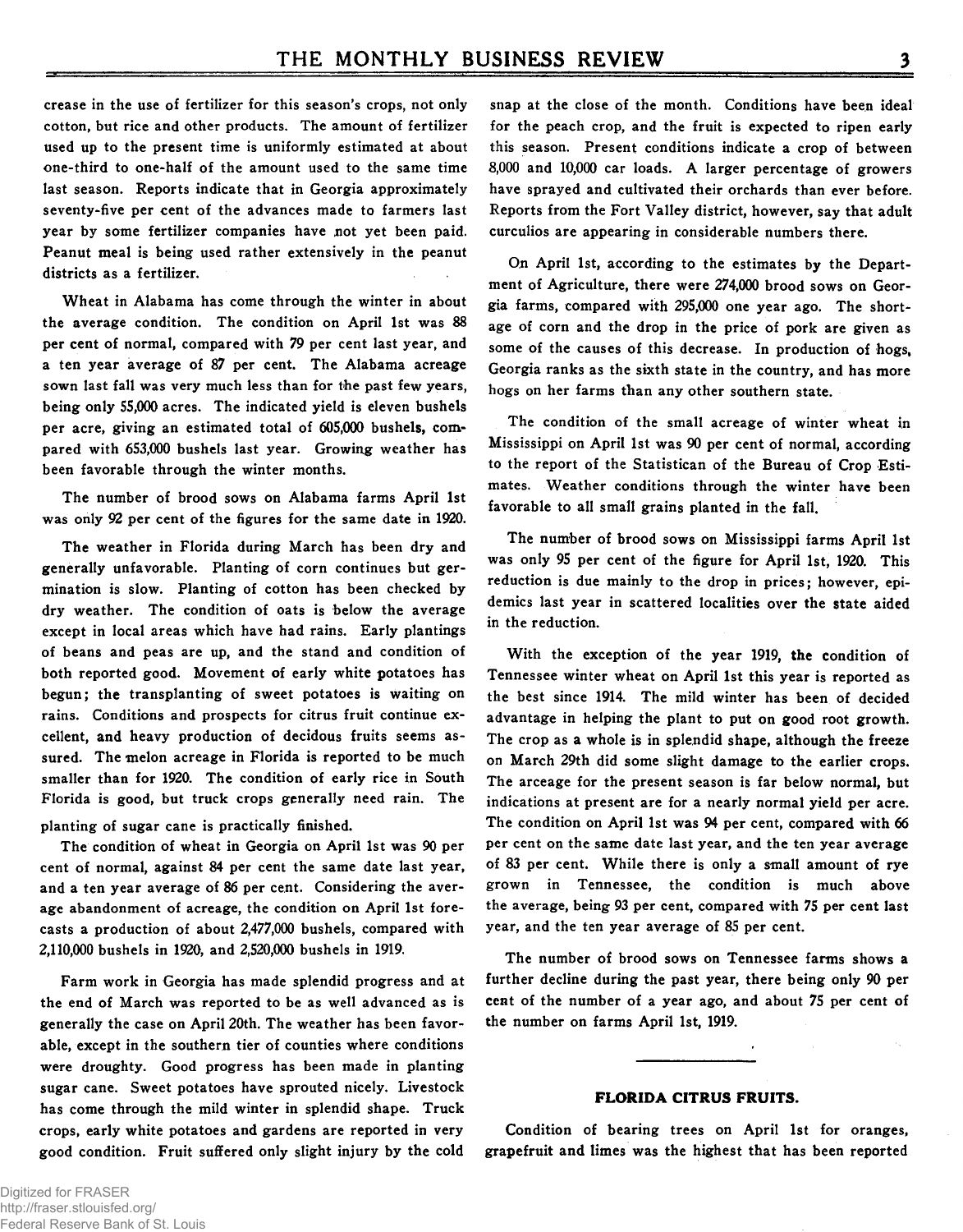crease in the use of fertilizer for this season's crops, not only cotton, but rice and other products. The amount of fertilizer used up to the present time is uniformly estimated at about one-third to one-half of the amount used to the same time last season. Reports indicate that in Georgia approximately seventy-five per cent of the advances made to farmers last year by some fertilizer companies have not yet been paid. Peanut meal is being used rather extensively in the peanut districts as a fertilizer.

Wheat in Alabama has come through the winter in about the average condition. The condition on April 1st was 88 per cent of normal, compared with 79 per cent last year, and a ten year average of 87 per cent. The Alabama acreage sown last fall was very much less than for the past few years, being only 55,000 acres. The indicated yield is eleven bushels per acre, giving an estimated total of 605,000 bushels, compared with 653,000 bushels last year. Growing weather has been favorable through the winter months.

The number of brood sows on Alabama farms April 1st was only 92 per cent of the figures for the same date in 1920.

The weather in Florida during March has been dry and generally unfavorable. Planting of corn continues but germination is slow. Planting of cotton has been checked by dry weather. The condition of oats is below the average except in local areas which have had rains. Early plantings of beans and peas are up, and the stand and condition of both reported good. Movement of early white potatoes has begun; the transplanting of sweet potatoes is waiting on rains. Conditions and prospects for citrus fruit continue excellent, and heavy production of decidous fruits seems assured. The melon acreage in Florida is reported to be much smaller than for 1920. The condition of early rice in South Florida is good, but truck crops generally need rain. The planting of sugar cane is practically finished.

The condition of wheat in Georgia on April 1st was 90 per cent of normal, against 84 per cent the same date last year, and a ten year average of 86 per cent. Considering the average abandonment of acreage, the condition on April 1st forecasts a production of about 2,477,000 bushels, compared with 2,110,000 bushels in 1920, and 2,520,000 bushels in 1919.

Farm work in Georgia has made splendid progress and at the end of March was reported to be as well advanced as is generally the case on April 20th. The weather has been favorable, except in the southern tier of counties where conditions were droughty. Good progress has been made in planting sugar cane. Sweet potatoes have sprouted nicely. Livestock has come through the mild winter in splendid shape. Truck crops, early white potatoes and gardens are reported in very good condition. Fruit suffered only slight injury by the cold snap at the close of the month. Conditions have been ideal for the peach crop, and the fruit is expected to ripen early this season. Present conditions indicate a crop of between 8,000 and 10,000 car loads. A larger percentage of growers have sprayed and cultivated their orchards than ever before. Reports from the Fort Valley district, however, say that adult curculios are appearing in considerable numbers there.

On April 1st, according to the estimates by the Department of Agriculture, there were 274,000 brood sows on Georgia farms, compared with 295,000 one year ago. The shortage of corn and the drop in the price of pork are given as some of the causes of this decrease. In production of hogs, Georgia ranks as the sixth state in the country, and has more hogs on her farms than any other southern state.

The condition of the small acreage of winter wheat in Mississippi on April 1st was 90 per cent of normal, according to the report of the Statistican of the Bureau of Crop Estimates. Weather conditions through the winter have been favorable to all small grains planted in the fall.

The number of brood sows on Mississippi farms April 1st was only 95 per cent of the figure for April 1st, 1920. This reduction is due mainly to the drop in prices; however, epidemics last year in scattered localities over the state aided in the reduction.

With the exception of the year 1919, the condition of Tennessee winter wheat on April 1st this year is reported as the best since 1914. The mild winter has been of decided advantage in helping the plant to put on good root growth. The crop as a whole is in splendid shape, although the freeze on March 29th did some slight damage to the earlier crops. The arceage for the present season is far below normal, but indications at present are for a nearly normal yield per acre. The condition on April 1st was 94 per cent, compared with 66 per cent on the same date last year, and the ten year average of 83 per cent. While there is only a small amount of rye grown in Tennessee, the condition is much above the average, being 93 per cent, compared with 75 per cent last year, and the ten year average of 85 per cent.

The number of brood sows on Tennessee farms shows a further decline during the past year, there being only 90 per cent of the number of a year ago, and about 75 per cent of the number on farms April 1st, 1919.

## FLORIDA CITRUS FRUITS.

Condition of bearing trees on April 1st for oranges, grapefruit and limes was the highest that has been reported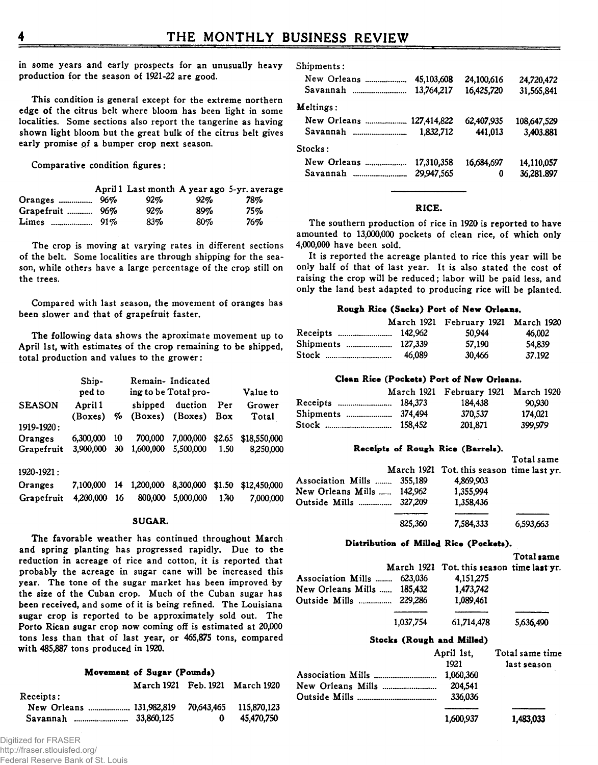in some years and early prospects for an unusually heavy production for the season of 1921-22 are good.

This condition is general except for the extreme northern edge of the citrus belt where bloom has been light in some localities. Some sections also report the tangerine as having shown light bloom but the great bulk of the citrus belt gives early promise of a bumper crop next season.

Comparative condition figures:

| | April 1 | Last month | A year ago | 5-yr. average |
|---|---|---|---|---|
| Oranges | 96% | 92% | 92% | 78% |
| Grapefruit | 96% | 92% | 89% | 75% |
| Limes | 91% | 83% | 80% | 76% |

The crop is moving at varying rates in different sections of the belt. Some localities are through shipping for the season, while others have a large percentage of the crop still on the trees.

Compared with last season, the movement of oranges has been slower and that of grapefruit faster.

The following data shows the aproximate movement up to April 1st, with estimates of the crop remaining to be shipped, total production and values to the grower:

| SEASON | Shipped to April 1 (Boxes) | % | Remaining to be shipped (Boxes) | Indicated Total production (Boxes) | Per Box | Value to Grower Total |
|---|---|---|---|---|---|---|
| 1919-1920: | | | | | | |
| Oranges | 6,300,000 | 10 | 700,000 | 7,000,000 | $2.65 | $18,550,000 |
| Grapefruit | 3,900,000 | 30 | 1,600,000 | 5,500,000 | 1.50 | 8,250,000 |
| 1920-1921: | | | | | | |
| Oranges | 7,100,000 | 14 | 1,200,000 | 8,300,000 | $1.50 | $12,450,000 |
| Grapefruit | 4,200,000 | 16 | 800,000 | 5,000,000 | 1.40 | 7,000,000 |

## SUGAR.

The favorable weather has continued throughout March and spring planting has progressed rapidly. Due to the reduction in acreage of rice and cotton, it is reported that probably the acreage in sugar cane will be increased this year. The tone of the sugar market has been improved by the size of the Cuban crop. Much of the Cuban sugar has been received, and some of it is being refined. The Louisiana sugar crop is reported to be approximately sold out. The Porto Rican sugar crop now coming off is estimated at 20,000 tons less than that of last year, or 465,875 tons, compared with 485,887 tons produced in 1920.

**Movement of Sugar (Pounds)**

| | March 1921 | Feb. 1921 | March 1920 |
|---|---|---|---|
| Receipts: | | | |
| New Orleans | 131,982,819 | 70,643,465 | 115,870,123 |
| Savannah | 33,860,125 | 0 | 45,470,750 |
| Shipments: | | | |
| New Orleans | 45,103,608 | 24,100,616 | 24,720,472 |
| Savannah | 13,764,217 | 16,425,720 | 31,565,841 |
| Meltings: | | | |
| New Orleans | 127,414,822 | 62,407,935 | 108,647,529 |
| Savannah | 1,832,712 | 441,013 | 3,403,881 |
| Stocks: | | | |
| New Orleans | 17,310,358 | 16,684,697 | 14,110,057 |
| Savannah | 29,947,565 | 0 | 36,281,897 |

## RICE.

The southern production of rice in 1920 is reported to have amounted to 13,000,000 pockets of clean rice, of which only 4,000,000 have been sold.

It is reported the acreage planted to rice this year will be only half of that of last year. It is also stated the cost of raising the crop will be reduced; labor will be paid less, and only the land best adapted to producing rice will be planted.

**Rough Rice (Sacks) Port of New Orleans.**

| | March 1921 | February 1921 | March 1920 |
|---|---|---|---|
| Receipts | 142,962 | 50,944 | 46,002 |
| Shipments | 127,339 | 57,190 | 54,839 |
| Stock | 46,089 | 30,466 | 37.192 |

**Clean Rice (Pockets) Port of New Orleans.**

| | March 1921 | February 1921 | March 1920 |
|---|---|---|---|
| Receipts | 184,373 | 184,438 | 90,930 |
| Shipments | 374,494 | 370,537 | 174,021 |
| Stock | 158,452 | 201,871 | 399,979 |

**Receipts of Rough Rice (Barrels).**

| | March 1921 | Tot. this season | Total same time last yr. |
|---|---|---|---|
| Association Mills | 355,189 | 4,869,903 | |
| New Orleans Mills | 142,962 | 1,355,994 | |
| Outside Mills | 327,209 | 1,358,436 | |
| | 825,360 | 7,584,333 | 6,593,663 |

**Distribution of Milled Rice (Pockets).**

| | March 1921 | Tot. this season | Total same time last yr. |
|---|---|---|---|
| Association Mills | 623,036 | 4,151,275 | |
| New Orleans Mills | 185,432 | 1,473,742 | |
| Outside Mills | 229,286 | 1,089,461 | |
| | 1,037,754 | 61,714,478 | 5,636,490 |

**Stocks (Rough and Milled)**

| | April 1st, 1921 | Total same time last season |
|---|---|---|
| Association Mills | 1,060,360 | |
| New Orleans Mills | 204,541 | |
| Outside Mills | 336,036 | |
| | 1,600,937 | 1,483,033 |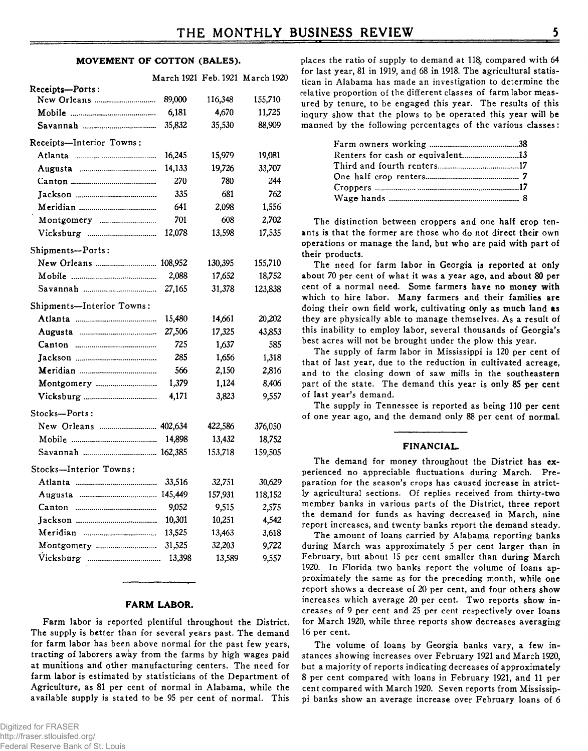### MOVEMENT OF COTTON (BALES).

| | March 1921 | Feb. 1921 | March 1920 |
|---|---|---|---|
| **Receipts—Ports:** | | | |
| New Orleans | 89,000 | 116,348 | 155,710 |
| Mobile | 6,181 | 4,670 | 11,725 |
| Savannah | 35,832 | 35,530 | 88,909 |
| **Receipts—Interior Towns:** | | | |
| Atlanta | 16,245 | 15,979 | 19,081 |
| Augusta | 14,133 | 19,726 | 33,707 |
| Canton | 270 | 780 | 244 |
| Jackson | 335 | 681 | 762 |
| Meridian | 641 | 2,098 | 1,556 |
| Montgomery | 701 | 608 | 2,702 |
| Vicksburg | 12,078 | 13,598 | 17,535 |
| **Shipments—Ports:** | | | |
| New Orleans | 108,952 | 130,395 | 155,710 |
| Mobile | 2,088 | 17,652 | 18,752 |
| Savannah | 27,165 | 31,378 | 123,838 |
| **Shipments—Interior Towns:** | | | |
| Atlanta | 15,480 | 14,661 | 20,202 |
| Augusta | 27,506 | 17,325 | 43,853 |
| Canton | 725 | 1,637 | 585 |
| Jackson | 285 | 1,656 | 1,318 |
| Meridian | 566 | 2,150 | 2,816 |
| Montgomery | 1,379 | 1,124 | 8,406 |
| Vicksburg | 4,171 | 3,823 | 9,557 |
| **Stocks—Ports:** | | | |
| New Orleans | 402,634 | 422,586 | 376,050 |
| Mobile | 14,898 | 13,432 | 18,752 |
| Savannah | 162,385 | 153,718 | 159,505 |
| **Stocks—Interior Towns:** | | | |
| Atlanta | 33,516 | 32,751 | 30,629 |
| Augusta | 145,449 | 157,931 | 118,152 |
| Canton | 9,052 | 9,515 | 2,575 |
| Jackson | 10,301 | 10,251 | 4,542 |
| Meridian | 13,525 | 13,463 | 3,618 |
| Montgomery | 31,525 | 32,203 | 9,722 |
| Vicksburg | 13,398 | 13,589 | 9,557 |

### FARM LABOR.

Farm labor is reported plentiful throughout the District. The supply is better than for several years past. The demand for farm labor has been above normal for the past few years, tracting of laborers away from the farms by high wages paid at munitions and other manufacturing centers. The need for farm labor is estimated by statisticians of the Department of Agriculture, as 81 per cent of normal in Alabama, while the available supply is stated to be 95 per cent of normal. This places the ratio of supply to demand at 118, compared with 64 for last year, 81 in 1919, and 68 in 1918. The agricultural statistican in Alabama has made an investigation to determine the relative proportion of the different classes of farm labor measured by tenure, to be engaged this year. The results of this inqury show that the plows to be operated this year will be manned by the following percentages of the various classes:

| | |
|---|---|
| Farm owners working | 38 |
| Renters for cash or equivalent | 13 |
| Third and fourth renters | 17 |
| One half crop renters | 7 |
| Croppers | 17 |
| Wage hands | 8 |

The distinction between croppers and one half crop tenants is that the former are those who do not direct their own operations or manage the land, but who are paid with part of their products.

The need for farm labor in Georgia is reported at only about 70 per cent of what it was a year ago, and about 80 per cent of a normal need. Some farmers have no money with which to hire labor. Many farmers and their families are doing their own field work, cultivating only as much land as they are physically able to manage themselves. As a result of this inability to employ labor, several thousands of Georgia's best acres will not be brought under the plow this year.

The supply of farm labor in Mississippi is 120 per cent of that of last year, due to the reduction in cultivated acreage, and to the closing down of saw mills in the southeastern part of the state. The demand this year is only 85 per cent of last year's demand.

The supply in Tennessee is reported as being 110 per cent of one year ago, and the demand only 88 per cent of normal.

### FINANCIAL.

The demand for money throughout the District has experienced no appreciable fluctuations during March. Preparation for the season's crops has caused increase in strictly agricultural sections. Of replies received from thirty-two member banks in various parts of the District, three report the demand for funds as having decreased in March, nine report increases, and twenty banks report the demand steady.

The amount of loans carried by Alabama reporting banks during March was approximately 5 per cent larger than in February, but about 15 per cent smaller than during March 1920. In Florida two banks report the volume of loans approximately the same as for the preceding month, while one report shows a decrease of 20 per cent, and four others show increases which average 20 per cent. Two reports show increases of 9 per cent and 25 per cent respectively over loans for March 1920, while three reports show decreases averaging 16 per cent.

The volume of loans by Georgia banks vary, a few instances showing increases over February 1921 and March 1920, but a majority of reports indicating decreases of approximately 8 per cent compared with loans in February 1921, and 11 per cent compared with March 1920. Seven reports from Mississippi banks show an average increase over February loans of 6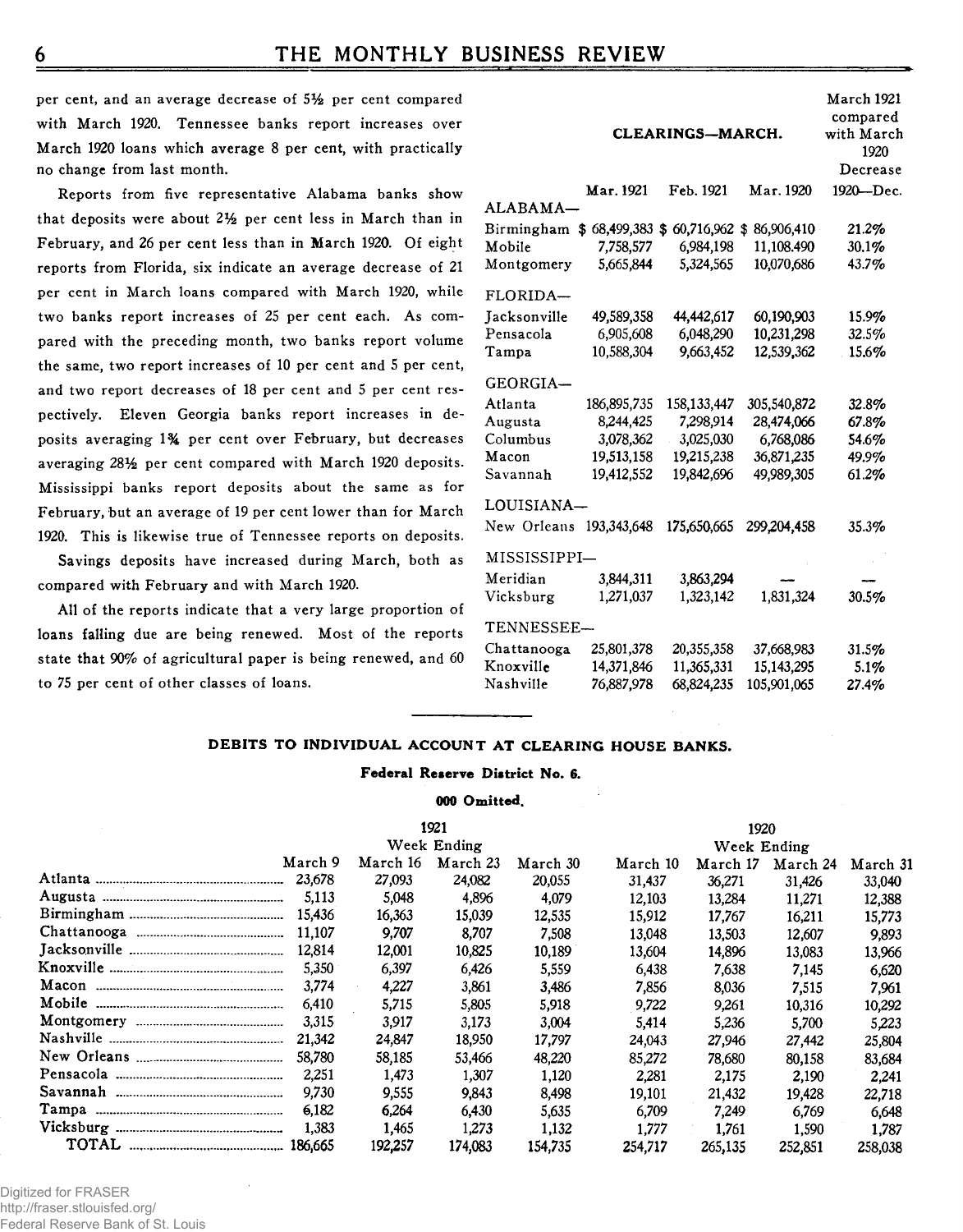per cent, and an average decrease of 5½ per cent compared with March 1920. Tennessee banks report increases over March 1920 loans which average 8 per cent, with practically no change from last month.

Reports from five representative Alabama banks show that deposits were about 2½ per cent less in March than in February, and 26 per cent less than in March 1920. Of eight reports from Florida, six indicate an average decrease of 21 per cent in March loans compared with March 1920, while two banks report increases of 25 per cent each. As compared with the preceding month, two banks report volume the same, two report increases of 10 per cent and 5 per cent, and two report decreases of 18 per cent and 5 per cent respectively. Eleven Georgia banks report increases in deposits averaging 1¾ per cent over February, but decreases averaging 28½ per cent compared with March 1920 deposits. Mississippi banks report deposits about the same as for February, but an average of 19 per cent lower than for March 1920. This is likewise true of Tennessee reports on deposits.

Savings deposits have increased during March, both as compared with February and with March 1920.

All of the reports indicate that a very large proportion of loans falling due are being renewed. Most of the reports state that 90% of agricultural paper is being renewed, and 60 to 75 per cent of other classes of loans.

**CLEARINGS—MARCH.**

| | Mar. 1921 | Feb. 1921 | Mar. 1920 | March 1921 compared with March 1920 Decrease 1920—Dec. |
|---|---|---|---|---|
| **ALABAMA—** | | | | |
| Birmingham | $ 68,499,383 | $ 60,716,962 | $ 86,906,410 | 21.2% |
| Mobile | 7,758,577 | 6,984,198 | 11,108,490 | 30.1% |
| Montgomery | 5,665,844 | 5,324,565 | 10,070,686 | 43.7% |
| **FLORIDA—** | | | | |
| Jacksonville | 49,589,358 | 44,442,617 | 60,190,903 | 15.9% |
| Pensacola | 6,905,608 | 6,048,290 | 10,231,298 | 32.5% |
| Tampa | 10,588,304 | 9,663,452 | 12,539,362 | 15.6% |
| **GEORGIA—** | | | | |
| Atlanta | 186,895,735 | 158,133,447 | 305,540,872 | 32.8% |
| Augusta | 8,244,425 | 7,298,914 | 28,474,066 | 67.8% |
| Columbus | 3,078,362 | 3,025,030 | 6,768,086 | 54.6% |
| Macon | 19,513,158 | 19,215,238 | 36,871,235 | 49.9% |
| Savannah | 19,412,552 | 19,842,696 | 49,989,305 | 61.2% |
| **LOUISIANA—** | | | | |
| New Orleans | 193,343,648 | 175,650,665 | 299,204,458 | 35.3% |
| **MISSISSIPPI—** | | | | |
| Meridian | 3,844,311 | 3,863,294 | — | — |
| Vicksburg | 1,271,037 | 1,323,142 | 1,831,324 | 30.5% |
| **TENNESSEE—** | | | | |
| Chattanooga | 25,801,378 | 20,355,358 | 37,668,983 | 31.5% |
| Knoxville | 14,371,846 | 11,365,331 | 15,143,295 | 5.1% |
| Nashville | 76,887,978 | 68,824,235 | 105,901,065 | 27.4% |

## DEBITS TO INDIVIDUAL ACCOUNT AT CLEARING HOUSE BANKS.

**Federal Reserve District No. 6.**

**000 Omitted.**

| | 1921 Week Ending | | | | 1920 Week Ending | | | |
|---|---|---|---|---|---|---|---|---|
| | March 9 | March 16 | March 23 | March 30 | March 10 | March 17 | March 24 | March 31 |
| Atlanta | 23,678 | 27,093 | 24,082 | 20,055 | 31,437 | 36,271 | 31,426 | 33,040 |
| Augusta | 5,113 | 5,048 | 4,896 | 4,079 | 12,103 | 13,284 | 11,271 | 12,388 |
| Birmingham | 15,436 | 16,363 | 15,039 | 12,535 | 15,912 | 17,767 | 16,211 | 15,773 |
| Chattanooga | 11,107 | 9,707 | 8,707 | 7,508 | 13,048 | 13,503 | 12,607 | 9,893 |
| Jacksonville | 12,814 | 12,001 | 10,825 | 10,189 | 13,604 | 14,896 | 13,083 | 13,966 |
| Knoxville | 5,350 | 6,397 | 6,426 | 5,559 | 6,438 | 7,638 | 7,145 | 6,620 |
| Macon | 3,774 | 4,227 | 3,861 | 3,486 | 7,856 | 8,036 | 7,515 | 7,961 |
| Mobile | 6,410 | 5,715 | 5,805 | 5,918 | 9,722 | 9,261 | 10,316 | 10,292 |
| Montgomery | 3,315 | 3,917 | 3,173 | 3,004 | 5,414 | 5,236 | 5,700 | 5,223 |
| Nashville | 21,342 | 24,847 | 18,950 | 17,797 | 24,043 | 27,946 | 27,442 | 25,804 |
| New Orleans | 58,780 | 58,185 | 53,466 | 48,220 | 85,272 | 78,680 | 80,158 | 83,684 |
| Pensacola | 2,251 | 1,473 | 1,307 | 1,120 | 2,281 | 2,175 | 2,190 | 2,241 |
| Savannah | 9,730 | 9,555 | 9,843 | 8,498 | 19,101 | 21,432 | 19,428 | 22,718 |
| Tampa | 6,182 | 6,264 | 6,430 | 5,635 | 6,709 | 7,249 | 6,769 | 6,648 |
| Vicksburg | 1,383 | 1,465 | 1,273 | 1,132 | 1,777 | 1,761 | 1,590 | 1,787 |
| TOTAL | 186,665 | 192,257 | 174,083 | 154,735 | 254,717 | 265,135 | 252,851 | 258,038 |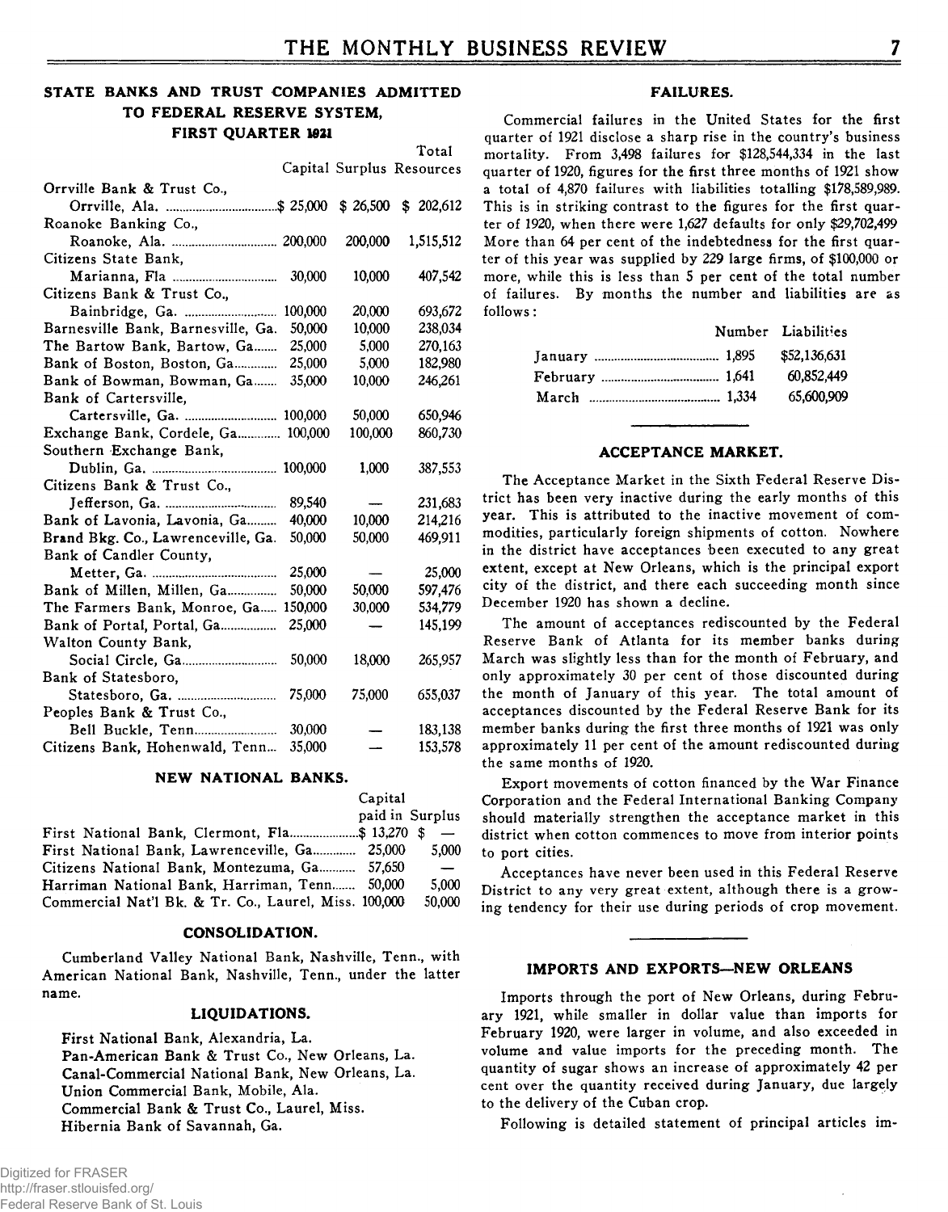## STATE BANKS AND TRUST COMPANIES ADMITTED TO FEDERAL RESERVE SYSTEM, FIRST QUARTER 1921

| | Capital | Surplus | Total Resources |
|---|---|---|---|
| Orrville Bank & Trust Co., Orrville, Ala. | $ 25,000 | $ 26,500 | $ 202,612 |
| Roanoke Banking Co., Roanoke, Ala. | 200,000 | 200,000 | 1,515,512 |
| Citizens State Bank, Marianna, Fla | 30,000 | 10,000 | 407,542 |
| Citizens Bank & Trust Co., Bainbridge, Ga. | 100,000 | 20,000 | 693,672 |
| Barnesville Bank, Barnesville, Ga. | 50,000 | 10,000 | 238,034 |
| The Bartow Bank, Bartow, Ga. | 25,000 | 5,000 | 270,163 |
| Bank of Boston, Boston, Ga. | 25,000 | 5,000 | 182,980 |
| Bank of Bowman, Bowman, Ga. | 35,000 | 10,000 | 246,261 |
| Bank of Cartersville, Cartersville, Ga. | 100,000 | 50,000 | 650,946 |
| Exchange Bank, Cordele, Ga. | 100,000 | 100,000 | 860,730 |
| Southern Exchange Bank, Dublin, Ga. | 100,000 | 1,000 | 387,553 |
| Citizens Bank & Trust Co., Jefferson, Ga. | 89,540 | — | 231,683 |
| Bank of Lavonia, Lavonia, Ga. | 40,000 | 10,000 | 214,216 |
| Brand Bkg. Co., Lawrenceville, Ga. | 50,000 | 50,000 | 469,911 |
| Bank of Candler County, Metter, Ga. | 25,000 | — | 25,000 |
| Bank of Millen, Millen, Ga. | 50,000 | 50,000 | 597,476 |
| The Farmers Bank, Monroe, Ga. | 150,000 | 30,000 | 534,779 |
| Bank of Portal, Portal, Ga. | 25,000 | — | 145,199 |
| Walton County Bank, Social Circle, Ga. | 50,000 | 18,000 | 265,957 |
| Bank of Statesboro, Statesboro, Ga. | 75,000 | 75,000 | 655,037 |
| Peoples Bank & Trust Co., Bell Buckle, Tenn. | 30,000 | — | 183,138 |
| Citizens Bank, Hohenwald, Tenn. | 35,000 | — | 153,578 |

### NEW NATIONAL BANKS.

| | Capital paid in | Surplus |
|---|---|---|
| First National Bank, Clermont, Fla. | $ 13,270 | $ — |
| First National Bank, Lawrenceville, Ga. | 25,000 | 5,000 |
| Citizens National Bank, Montezuma, Ga. | 57,650 | — |
| Harriman National Bank, Harriman, Tenn. | 50,000 | 5,000 |
| Commercial Nat'l Bk. & Tr. Co., Laurel, Miss. | 100,000 | 50,000 |

### CONSOLIDATION.

Cumberland Valley National Bank, Nashville, Tenn., with American National Bank, Nashville, Tenn., under the latter name.

### LIQUIDATIONS.

First National Bank, Alexandria, La.
Pan-American Bank & Trust Co., New Orleans, La.
Canal-Commercial National Bank, New Orleans, La.
Union Commercial Bank, Mobile, Ala.
Commercial Bank & Trust Co., Laurel, Miss.
Hibernia Bank of Savannah, Ga.

## FAILURES.

Commercial failures in the United States for the first quarter of 1921 disclose a sharp rise in the country's business mortality. From 3,498 failures for $128,544,334 in the last quarter of 1920, figures for the first three months of 1921 show a total of 4,870 failures with liabilities totalling $178,589,989. This is in striking contrast to the figures for the first quarter of 1920, when there were 1,627 defaults for only $29,702,499. More than 64 per cent of the indebtedness for the first quarter of this year was supplied by 229 large firms, of $100,000 or more, while this is less than 5 per cent of the total number of failures. By months the number and liabilities are as follows:

| | Number | Liabilities |
|---|---|---|
| January | 1,895 | $52,136,631 |
| February | 1,641 | 60,852,449 |
| March | 1,334 | 65,600,909 |

## ACCEPTANCE MARKET.

The Acceptance Market in the Sixth Federal Reserve District has been very inactive during the early months of this year. This is attributed to the inactive movement of commodities, particularly foreign shipments of cotton. Nowhere in the district have acceptances been executed to any great extent, except at New Orleans, which is the principal export city of the district, and there each succeeding month since December 1920 has shown a decline.

The amount of acceptances rediscounted by the Federal Reserve Bank of Atlanta for its member banks during March was slightly less than for the month of February, and only approximately 30 per cent of those discounted during the month of January of this year. The total amount of acceptances discounted by the Federal Reserve Bank for its member banks during the first three months of 1921 was only approximately 11 per cent of the amount rediscounted during the same months of 1920.

Export movements of cotton financed by the War Finance Corporation and the Federal International Banking Company should materially strengthen the acceptance market in this district when cotton commences to move from interior points to port cities.

Acceptances have never been used in this Federal Reserve District to any very great extent, although there is a growing tendency for their use during periods of crop movement.

## IMPORTS AND EXPORTS—NEW ORLEANS

Imports through the port of New Orleans, during February 1921, while smaller in dollar value than imports for February 1920, were larger in volume, and also exceeded in volume and value imports for the preceding month. The quantity of sugar shows an increase of approximately 42 per cent over the quantity received during January, due largely to the delivery of the Cuban crop.

Following is detailed statement of principal articles im-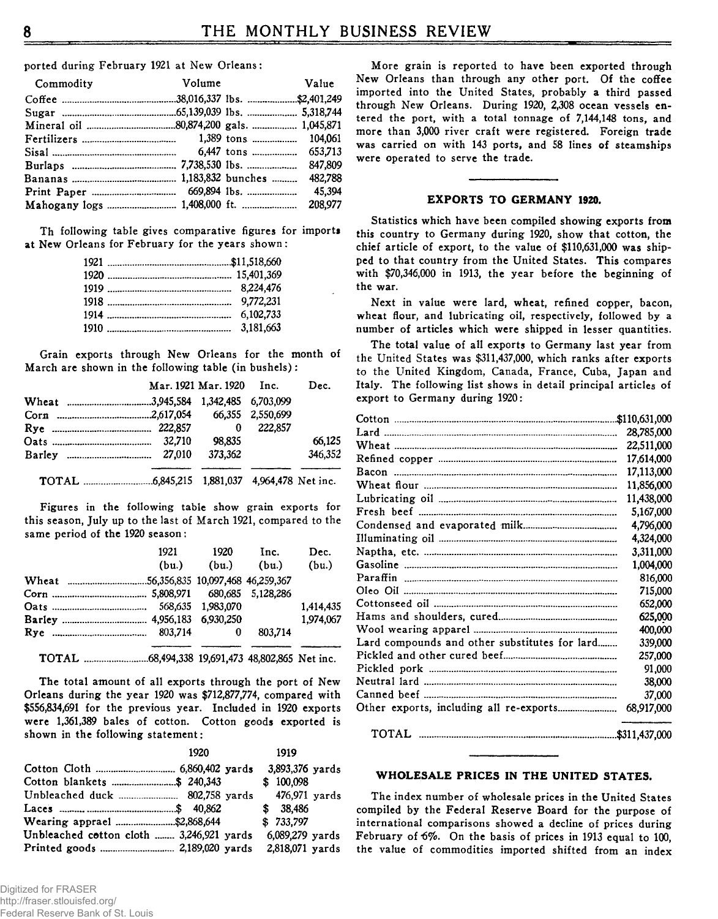ported during February 1921 at New Orleans:

| Commodity | Volume | Value |
|---|---|---|
| Coffee | 38,016,337 lbs. | $2,401,249 |
| Sugar | 65,139,039 lbs. | 5,318,744 |
| Mineral oil | 80,874,200 gals. | 1,045,871 |
| Fertilizers | 1,389 tons | 104,061 |
| Sisal | 6,447 tons | 653,713 |
| Burlaps | 7,738,530 lbs. | 847,809 |
| Bananas | 1,183,832 bunches | 482,788 |
| Print Paper | 669,894 lbs. | 45,394 |
| Mahogany logs | 1,408,000 ft. | 208,977 |

Th following table gives comparative figures for imports at New Orleans for February for the years shown:

| Year | Value |
|---|---|
| 1921 | $11,518,660 |
| 1920 | 15,401,369 |
| 1919 | 8,224,476 |
| 1918 | 9,772,231 |
| 1914 | 6,102,733 |
| 1910 | 3,181,663 |

Grain exports through New Orleans for the month of March are shown in the following table (in bushels):

| | Mar. 1921 | Mar. 1920 | Inc. | Dec. |
|---|---|---|---|---|
| Wheat | 3,945,584 | 1,342,485 | 6,703,099 | |
| Corn | 2,617,054 | 66,355 | 2,550,699 | |
| Rye | 222,857 | 0 | 222,857 | |
| Oats | 32,710 | 98,835 | | 66,125 |
| Barley | 27,010 | 373,362 | | 346,352 |
| TOTAL | 6,845,215 | 1,881,037 | 4,964,478 Net inc. | |

Figures in the following table show grain exports for this season, July up to the last of March 1921, compared to the same period of the 1920 season:

| | 1921 (bu.) | 1920 (bu.) | Inc. (bu.) | Dec. (bu.) |
|---|---|---|---|---|
| Wheat | 56,356,835 | 10,097,468 | 46,259,367 | |
| Corn | 5,808,971 | 680,685 | 5,128,286 | |
| Oats | 568,635 | 1,983,070 | | 1,414,435 |
| Barley | 4,956,183 | 6,930,250 | | 1,974,067 |
| Rye | 803,714 | 0 | 803,714 | |
| TOTAL | 68,494,338 | 19,691,473 | 48,802,865 Net inc. | |

The total amount of all exports through the port of New Orleans during the year 1920 was $712,877,774, compared with $556,834,691 for the previous year. Included in 1920 exports were 1,361,389 bales of cotton. Cotton goods exported is shown in the following statement:

| | 1920 | 1919 |
|---|---|---|
| Cotton Cloth | 6,860,402 yards | 3,893,376 yards |
| Cotton blankets | $ 240,343 | $ 100,098 |
| Unbleached duck | 802,758 yards | 476,971 yards |
| Laces | $ 40,862 | $ 38,486 |
| Wearing appreal | $2,868,644 | $ 733,797 |
| Unbleached cotton cloth | 3,246,921 yards | 6,089,279 yards |
| Printed goods | 2,189,020 yards | 2,818,071 yards |

More grain is reported to have been exported through New Orleans than through any other port. Of the coffee imported into the United States, probably a third passed through New Orleans. During 1920, 2,308 ocean vessels entered the port, with a total tonnage of 7,144,148 tons, and more than 3,000 river craft were registered. Foreign trade was carried on with 143 ports, and 58 lines of steamships were operated to serve the trade.

## EXPORTS TO GERMANY 1920.

Statistics which have been compiled showing exports from this country to Germany during 1920, show that cotton, the chief article of export, to the value of $110,631,000 was shipped to that country from the United States. This compares with $70,346,000 in 1913, the year before the beginning of the war.

Next in value were lard, wheat, refined copper, bacon, wheat flour, and lubricating oil, respectively, followed by a number of articles which were shipped in lesser quantities.

The total value of all exports to Germany last year from the United States was $311,437,000, which ranks after exports to the United Kingdom, Canada, France, Cuba, Japan and Italy. The following list shows in detail principal articles of export to Germany during 1920:

| Article | Value |
|---|---|
| Cotton | $110,631,000 |
| Lard | 28,785,000 |
| Wheat | 22,511,000 |
| Refined copper | 17,614,000 |
| Bacon | 17,113,000 |
| Wheat flour | 11,856,000 |
| Lubricating oil | 11,438,000 |
| Fresh beef | 5,167,000 |
| Condensed and evaporated milk | 4,796,000 |
| Illuminating oil | 4,324,000 |
| Naptha, etc. | 3,311,000 |
| Gasoline | 1,004,000 |
| Paraffin | 816,000 |
| Oleo Oil | 715,000 |
| Cottonseed oil | 652,000 |
| Hams and shoulders, cured | 625,000 |
| Wool wearing apparel | 400,000 |
| Lard compounds and other substitutes for lard | 339,000 |
| Pickled and other cured beef | 257,000 |
| Pickled pork | 91,000 |
| Neutral lard | 38,000 |
| Canned beef | 37,000 |
| Other exports, including all re-exports | 68,917,000 |
| TOTAL | $311,437,000 |

## WHOLESALE PRICES IN THE UNITED STATES.

The index number of wholesale prices in the United States compiled by the Federal Reserve Board for the purpose of international comparisons showed a decline of prices during February of 6%. On the basis of prices in 1913 equal to 100, the value of commodities imported shifted from an index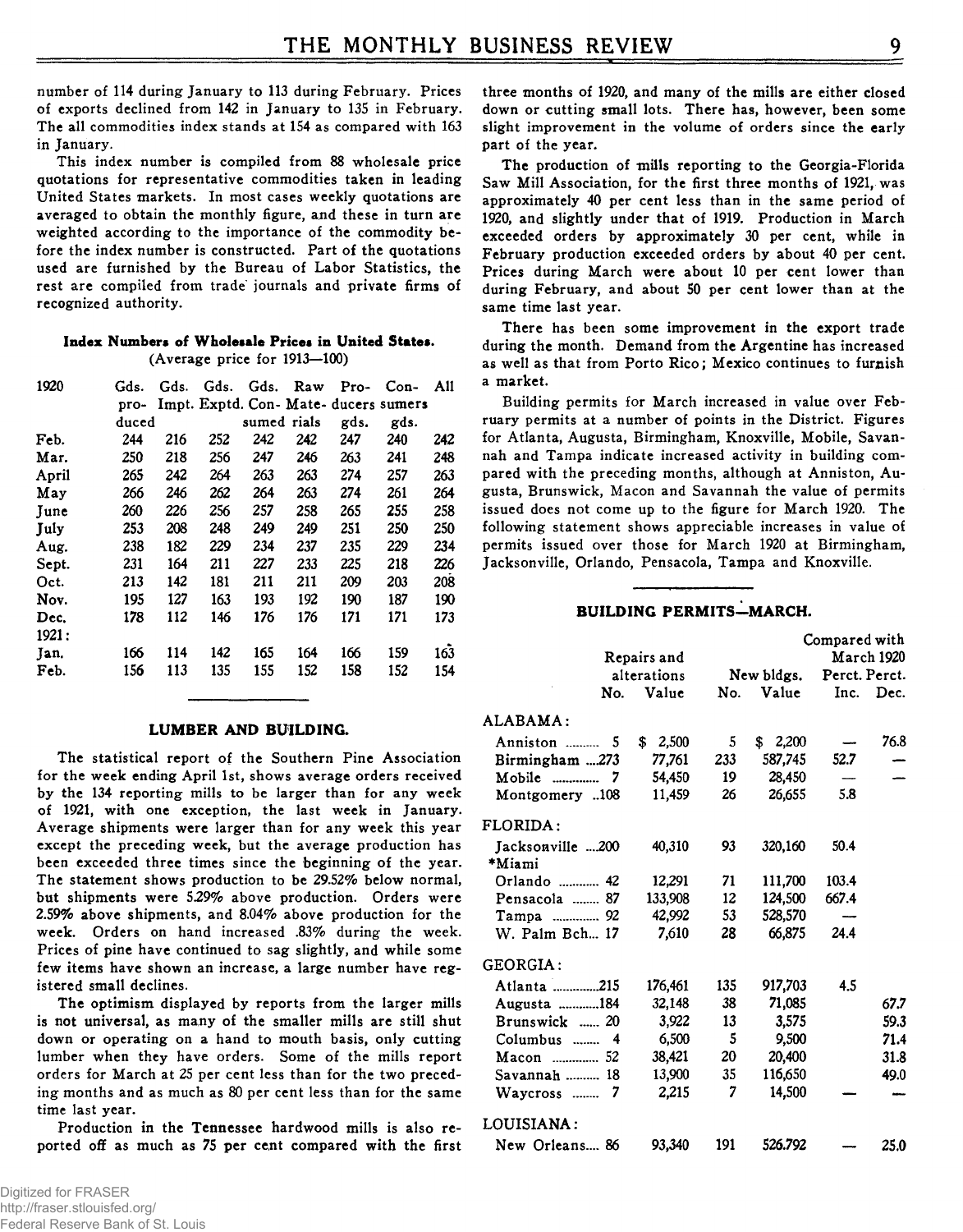number of 114 during January to 113 during February. Prices of exports declined from 142 in January to 135 in February. The all commodities index stands at 154 as compared with 163 in January.

This index number is compiled from 88 wholesale price quotations for representative commodities taken in leading United States markets. In most cases weekly quotations are averaged to obtain the monthly figure, and these in turn are weighted according to the importance of the commodity before the index number is constructed. Part of the quotations used are furnished by the Bureau of Labor Statistics, the rest are compiled from trade journals and private firms of recognized authority.

**Index Numbers of Wholesale Prices in United States.**
(Average price for 1913—100)

| 1920 | Gds. produced | Gds. Impt. | Gds. Exptd. | Gds. Consumed | Raw Materials | Producers gds. | Consumers gds. | All |
|---|---|---|---|---|---|---|---|---|
| Feb. | 244 | 216 | 252 | 242 | 242 | 247 | 240 | 242 |
| Mar. | 250 | 218 | 256 | 247 | 246 | 263 | 241 | 248 |
| April | 265 | 242 | 264 | 263 | 263 | 274 | 257 | 263 |
| May | 266 | 246 | 262 | 264 | 263 | 274 | 261 | 264 |
| June | 260 | 226 | 256 | 257 | 258 | 265 | 255 | 258 |
| July | 253 | 208 | 248 | 249 | 249 | 251 | 250 | 250 |
| Aug. | 238 | 182 | 229 | 234 | 237 | 235 | 229 | 234 |
| Sept. | 231 | 164 | 211 | 227 | 233 | 225 | 218 | 226 |
| Oct. | 213 | 142 | 181 | 211 | 211 | 209 | 203 | 208 |
| Nov. | 195 | 127 | 163 | 193 | 192 | 190 | 187 | 190 |
| Dec. | 178 | 112 | 146 | 176 | 176 | 171 | 171 | 173 |
| 1921: | | | | | | | | |
| Jan. | 166 | 114 | 142 | 165 | 164 | 166 | 159 | 163 |
| Feb. | 156 | 113 | 135 | 155 | 152 | 158 | 152 | 154 |

## LUMBER AND BUILDING.

The statistical report of the Southern Pine Association for the week ending April 1st, shows average orders received by the 134 reporting mills to be larger than for any week of 1921, with one exception, the last week in January. Average shipments were larger than for any week this year except the preceding week, but the average production has been exceeded three times since the beginning of the year. The statement shows production to be 29.52% below normal, but shipments were 5.29% above production. Orders were 2.59% above shipments, and 8.04% above production for the week. Orders on hand increased .83% during the week. Prices of pine have continued to sag slightly, and while some few items have shown an increase, a large number have registered small declines.

The optimism displayed by reports from the larger mills is not universal, as many of the smaller mills are still shut down or operating on a hand to mouth basis, only cutting lumber when they have orders. Some of the mills report orders for March at 25 per cent less than for the two preceding months and as much as 80 per cent less than for the same time last year.

Production in the Tennessee hardwood mills is also reported off as much as 75 per cent compared with the first three months of 1920, and many of the mills are either closed down or cutting small lots. There has, however, been some slight improvement in the volume of orders since the early part of the year.

The production of mills reporting to the Georgia-Florida Saw Mill Association, for the first three months of 1921, was approximately 40 per cent less than in the same period of 1920, and slightly under that of 1919. Production in March exceeded orders by approximately 30 per cent, while in February production exceeded orders by about 40 per cent. Prices during March were about 10 per cent lower than during February, and about 50 per cent lower than at the same time last year.

There has been some improvement in the export trade during the month. Demand from the Argentine has increased as well as that from Porto Rico; Mexico continues to furnish a market.

Building permits for March increased in value over February permits at a number of points in the District. Figures for Atlanta, Augusta, Birmingham, Knoxville, Mobile, Savannah and Tampa indicate increased activity in building compared with the preceding months, although at Anniston, Augusta, Brunswick, Macon and Savannah the value of permits issued does not come up to the figure for March 1920. The following statement shows appreciable increases in value of permits issued over those for March 1920 at Birmingham, Jacksonville, Orlando, Pensacola, Tampa and Knoxville.

## BUILDING PERMITS—MARCH.

| | Repairs and alterations | | New bldgs. | | Compared with March 1920 | |
|---|---|---|---|---|---|---|
| | No. | Value | No. | Value | Perct. Inc. | Perct. Dec. |
| ALABAMA: | | | | | | |
| Anniston | 5 | $ 2,500 | 5 | $ 2,200 | — | 76.8 |
| Birmingham | 273 | 77,761 | 233 | 587,745 | 52.7 | — |
| Mobile | 7 | 54,450 | 19 | 28,450 | — | — |
| Montgomery | 108 | 11,459 | 26 | 26,655 | 5.8 | |
| FLORIDA: | | | | | | |
| Jacksonville | 200 | 40,310 | 93 | 320,160 | 50.4 | |
| *Miami | | | | | | |
| Orlando | 42 | 12,291 | 71 | 111,700 | 103.4 | |
| Pensacola | 87 | 133,908 | 12 | 124,500 | 667.4 | |
| Tampa | 92 | 42,992 | 53 | 528,570 | — | |
| W. Palm Bch. | 17 | 7,610 | 28 | 66,875 | 24.4 | |
| GEORGIA: | | | | | | |
| Atlanta | 215 | 176,461 | 135 | 917,703 | 4.5 | |
| Augusta | 184 | 32,148 | 38 | 71,085 | | 67.7 |
| Brunswick | 20 | 3,922 | 13 | 3,575 | | 59.3 |
| Columbus | 4 | 6,500 | 5 | 9,500 | | 71.4 |
| Macon | 52 | 38,421 | 20 | 20,400 | | 31.8 |
| Savannah | 18 | 13,900 | 35 | 116,650 | | 49.0 |
| Waycross | 7 | 2,215 | 7 | 14,500 | — | — |
| LOUISIANA: | | | | | | |
| New Orleans | 86 | 93,340 | 191 | 526,792 | — | 25.0 |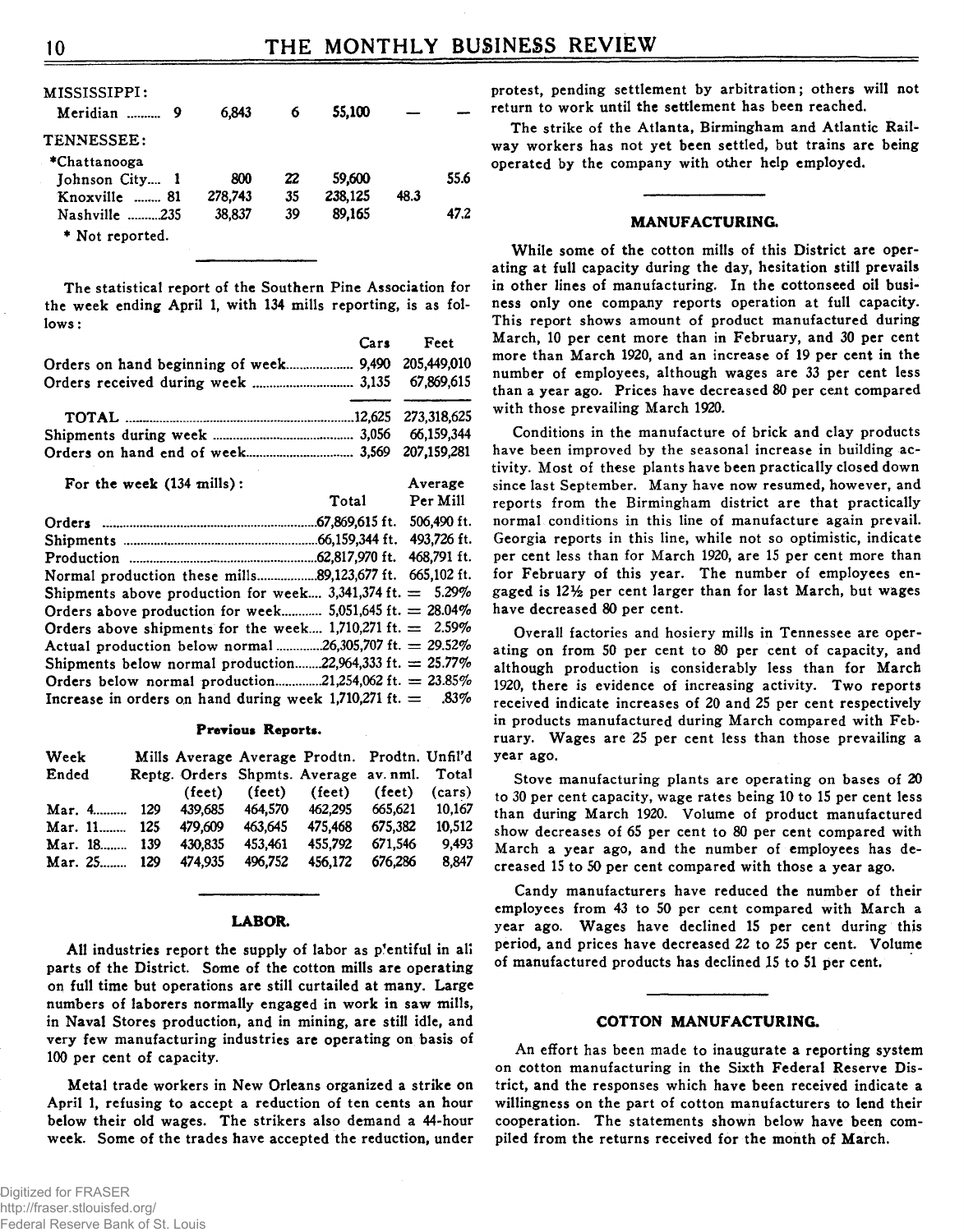| | | | | | | |
|---|---|---|---|---|---|---|
| MISSISSIPPI: | | | | | | |
| Meridian | 9 | 6,843 | 6 | 55,100 | — | — |
| TENNESSEE: | | | | | | |
| *Chattanooga | | | | | | |
| Johnson City | 1 | 800 | 22 | 59,600 | | 55.6 |
| Knoxville | 81 | 278,743 | 35 | 238,125 | 48.3 | |
| Nashville | 235 | 38,837 | 39 | 89,165 | | 47.2 |

* Not reported.

The statistical report of the Southern Pine Association for the week ending April 1, with 134 mills reporting, is as follows:

| | Cars | Feet |
|---|---|---|
| Orders on hand beginning of week | 9,490 | 205,449,010 |
| Orders received during week | 3,135 | 67,869,615 |
| TOTAL | 12,625 | 273,318,625 |
| Shipments during week | 3,056 | 66,159,344 |
| Orders on hand end of week | 3,569 | 207,159,281 |

| For the week (134 mills): | Total | Average Per Mill |
|---|---|---|
| Orders | 67,869,615 ft. | 506,490 ft. |
| Shipments | 66,159,344 ft. | 493,726 ft. |
| Production | 62,817,970 ft. | 468,791 ft. |
| Normal production these mills | 89,123,677 ft. | 665,102 ft. |
| Shipments above production for week | 3,341,374 ft. | = 5.29% |
| Orders above production for week | 5,051,645 ft. | = 28.04% |
| Orders above shipments for the week | 1,710,271 ft. | = 2.59% |
| Actual production below normal | 26,305,707 ft. | = 29.52% |
| Shipments below normal production | 22,964,333 ft. | = 25.77% |
| Orders below normal production | 21,254,062 ft. | = 23.85% |
| Increase in orders on hand during week | 1,710,271 ft. | = .83% |

**Previous Reports.**

| Week Ended | Mills Reptg. | Average Orders (feet) | Average Shpmts. (feet) | Prodtn. Average (feet) | Prodtn. av. nml. (feet) | Unfil'd Total (cars) |
|---|---|---|---|---|---|---|
| Mar. 4 | 129 | 439,685 | 464,570 | 462,295 | 665,621 | 10,167 |
| Mar. 11 | 125 | 479,609 | 463,645 | 475,468 | 675,382 | 10,512 |
| Mar. 18 | 139 | 430,835 | 453,461 | 455,792 | 671,546 | 9,493 |
| Mar. 25 | 129 | 474,935 | 496,752 | 456,172 | 676,286 | 8,847 |

## LABOR.

All industries report the supply of labor as plentiful in all parts of the District. Some of the cotton mills are operating on full time but operations are still curtailed at many. Large numbers of laborers normally engaged in work in saw mills, in Naval Stores production, and in mining, are still idle, and very few manufacturing industries are operating on basis of 100 per cent of capacity.

Metal trade workers in New Orleans organized a strike on April 1, refusing to accept a reduction of ten cents an hour below their old wages. The strikers also demand a 44-hour week. Some of the trades have accepted the reduction, under protest, pending settlement by arbitration; others will not return to work until the settlement has been reached.

The strike of the Atlanta, Birmingham and Atlantic Railway workers has not yet been settled, but trains are being operated by the company with other help employed.

## MANUFACTURING.

While some of the cotton mills of this District are operating at full capacity during the day, hesitation still prevails in other lines of manufacturing. In the cottonseed oil business only one company reports operation at full capacity. This report shows amount of product manufactured during March, 10 per cent more than in February, and 30 per cent more than March 1920, and an increase of 19 per cent in the number of employees, although wages are 33 per cent less than a year ago. Prices have decreased 80 per cent compared with those prevailing March 1920.

Conditions in the manufacture of brick and clay products have been improved by the seasonal increase in building activity. Most of these plants have been practically closed down since last September. Many have now resumed, however, and reports from the Birmingham district are that practically normal conditions in this line of manufacture again prevail. Georgia reports in this line, while not so optimistic, indicate per cent less than for March 1920, are 15 per cent more than for February of this year. The number of employees engaged is 12½ per cent larger than for last March, but wages have decreased 80 per cent.

Overall factories and hosiery mills in Tennessee are operating on from 50 per cent to 80 per cent of capacity, and although production is considerably less than for March 1920, there is evidence of increasing activity. Two reports received indicate increases of 20 and 25 per cent respectively in products manufactured during March compared with February. Wages are 25 per cent less than those prevailing a year ago.

Stove manufacturing plants are operating on bases of 20 to 30 per cent capacity, wage rates being 10 to 15 per cent less than during March 1920. Volume of product manufactured show decreases of 65 per cent to 80 per cent compared with March a year ago, and the number of employees has decreased 15 to 50 per cent compared with those a year ago.

Candy manufacturers have reduced the number of their employees from 43 to 50 per cent compared with March a year ago. Wages have declined 15 per cent during this period, and prices have decreased 22 to 25 per cent. Volume of manufactured products has declined 15 to 51 per cent.

## COTTON MANUFACTURING.

An effort has been made to inaugurate a reporting system on cotton manufacturing in the Sixth Federal Reserve District, and the responses which have been received indicate a willingness on the part of cotton manufacturers to lend their cooperation. The statements shown below have been compiled from the returns received for the month of March.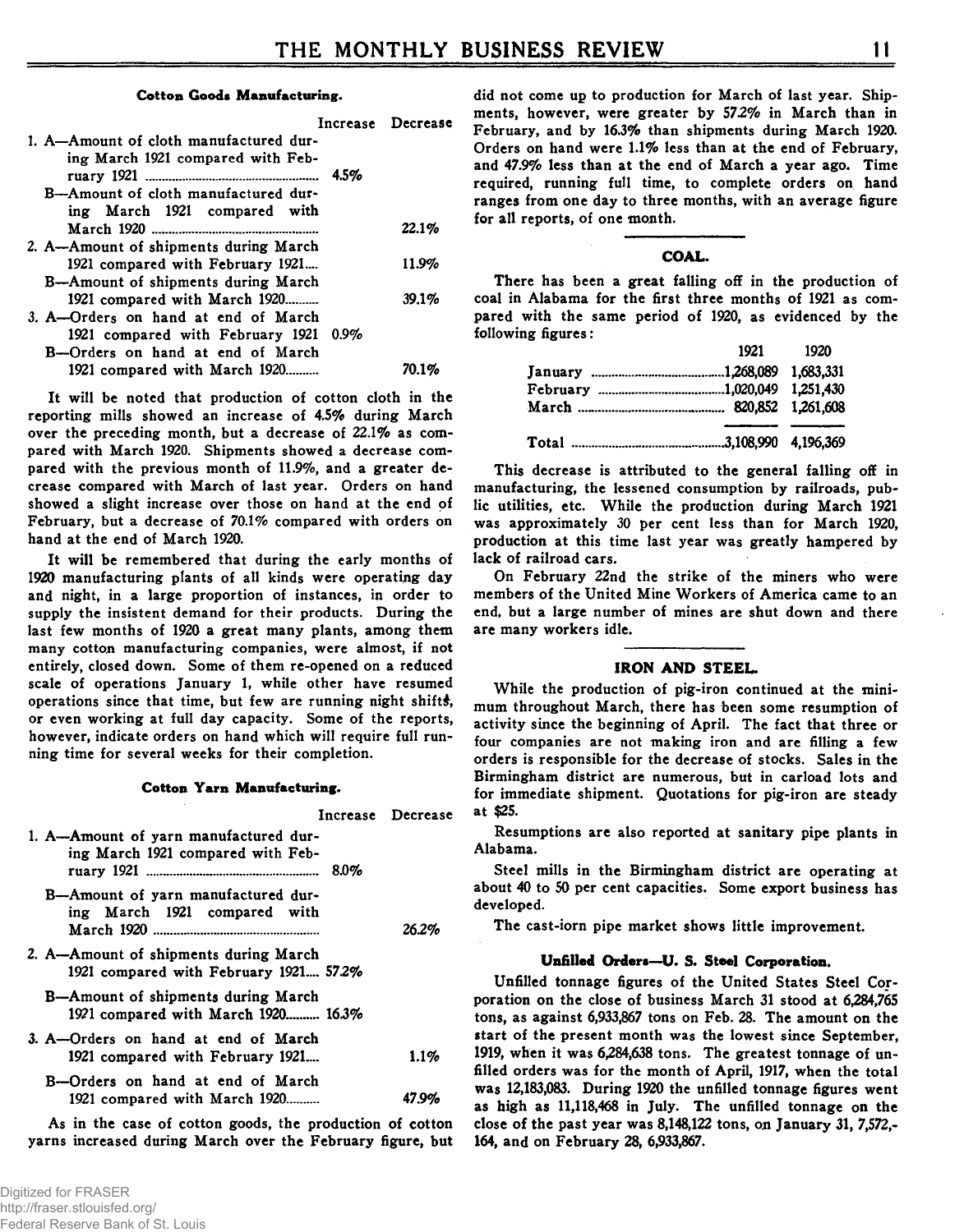#### Cotton Goods Manufacturing.

| | Increase | Decrease |
|---|---|---|
| 1. A—Amount of cloth manufactured during March 1921 compared with February 1921 | 4.5% | |
| B—Amount of cloth manufactured during March 1921 compared with March 1920 | | 22.1% |
| 2. A—Amount of shipments during March 1921 compared with February 1921 | | 11.9% |
| B—Amount of shipments during March 1921 compared with March 1920 | | 39.1% |
| 3. A—Orders on hand at end of March 1921 compared with February 1921 | 0.9% | |
| B—Orders on hand at end of March 1921 compared with March 1920 | | 70.1% |

It will be noted that production of cotton cloth in the reporting mills showed an increase of 4.5% during March over the preceding month, but a decrease of 22.1% as compared with March 1920. Shipments showed a decrease compared with the previous month of 11.9%, and a greater decrease compared with March of last year. Orders on hand showed a slight increase over those on hand at the end of February, but a decrease of 70.1% compared with orders on hand at the end of March 1920.

It will be remembered that during the early months of 1920 manufacturing plants of all kinds were operating day and night, in a large proportion of instances, in order to supply the insistent demand for their products. During the last few months of 1920 a great many plants, among them many cotton manufacturing companies, were almost, if not entirely, closed down. Some of them re-opened on a reduced scale of operations January 1, while other have resumed operations since that time, but few are running night shifts, or even working at full day capacity. Some of the reports, however, indicate orders on hand which will require full running time for several weeks for their completion.

#### Cotton Yarn Manufacturing.

| | Increase | Decrease |
|---|---|---|
| 1. A—Amount of yarn manufactured during March 1921 compared with February 1921 | 8.0% | |
| B—Amount of yarn manufactured during March 1921 compared with March 1920 | | 26.2% |
| 2. A—Amount of shipments during March 1921 compared with February 1921 | 57.2% | |
| B—Amount of shipments during March 1921 compared with March 1920 | 16.3% | |
| 3. A—Orders on hand at end of March 1921 compared with February 1921 | | 1.1% |
| B—Orders on hand at end of March 1921 compared with March 1920 | | 47.9% |

As in the case of cotton goods, the production of cotton yarns increased during March over the February figure, but did not come up to production for March of last year. Shipments, however, were greater by 57.2% in March than in February, and by 16.3% than shipments during March 1920. Orders on hand were 1.1% less than at the end of February, and 47.9% less than at the end of March a year ago. Time required, running full time, to complete orders on hand ranges from one day to three months, with an average figure for all reports, of one month.

### COAL.

There has been a great falling off in the production of coal in Alabama for the first three months of 1921 as compared with the same period of 1920, as evidenced by the following figures:

| | 1921 | 1920 |
|---|---|---|
| January | 1,268,089 | 1,683,331 |
| February | 1,020,049 | 1,251,430 |
| March | 820,852 | 1,261,608 |
| Total | 3,108,990 | 4,196,369 |

This decrease is attributed to the general falling off in manufacturing, the lessened consumption by railroads, public utilities, etc. While the production during March 1921 was approximately 30 per cent less than for March 1920, production at this time last year was greatly hampered by lack of railroad cars.

On February 22nd the strike of the miners who were members of the United Mine Workers of America came to an end, but a large number of mines are shut down and there are many workers idle.

### IRON AND STEEL.

While the production of pig-iron continued at the minimum throughout March, there has been some resumption of activity since the beginning of April. The fact that three or four companies are not making iron and are filling a few orders is responsible for the decrease of stocks. Sales in the Birmingham district are numerous, but in carload lots and for immediate shipment. Quotations for pig-iron are steady at $25.

Resumptions are also reported at sanitary pipe plants in Alabama.

Steel mills in the Birmingham district are operating at about 40 to 50 per cent capacities. Some export business has developed.

The cast-iorn pipe market shows little improvement.

#### Unfilled Orders—U. S. Steel Corporation.

Unfilled tonnage figures of the United States Steel Corporation on the close of business March 31 stood at 6,284,765 tons, as against 6,933,867 tons on Feb. 28. The amount on the start of the present month was the lowest since September, 1919, when it was 6,284,638 tons. The greatest tonnage of unfilled orders was for the month of April, 1917, when the total was 12,183,083. During 1920 the unfilled tonnage figures went as high as 11,118,468 in July. The unfilled tonnage on the close of the past year was 8,148,122 tons, on January 31, 7,572,164, and on February 28, 6,933,867.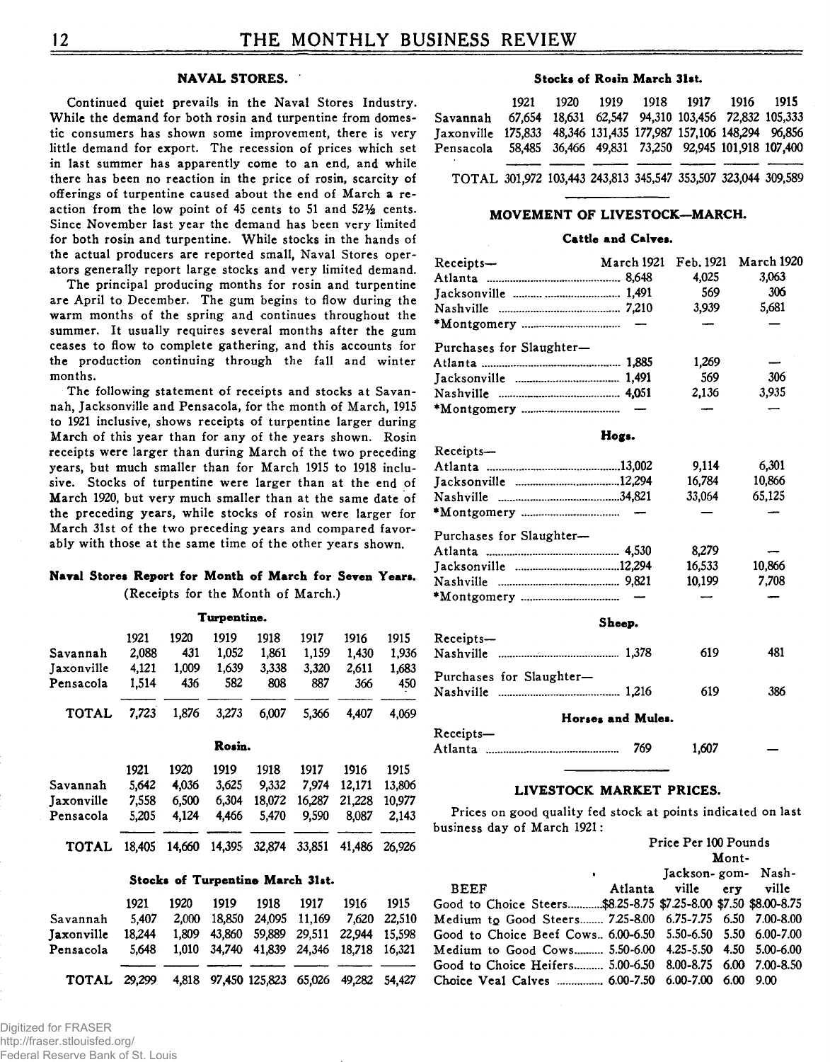## NAVAL STORES.

Continued quiet prevails in the Naval Stores Industry. While the demand for both rosin and turpentine from domestic consumers has shown some improvement, there is very little demand for export. The recession of prices which set in last summer has apparently come to an end, and while there has been no reaction in the price of rosin, scarcity of offerings of turpentine caused about the end of March a reaction from the low point of 45 cents to 51 and 52½ cents. Since November last year the demand has been very limited for both rosin and turpentine. While stocks in the hands of the actual producers are reported small, Naval Stores operators generally report large stocks and very limited demand.

The principal producing months for rosin and turpentine are April to December. The gum begins to flow during the warm months of the spring and continues throughout the summer. It usually requires several months after the gum ceases to flow to complete gathering, and this accounts for the production continuing through the fall and winter months.

The following statement of receipts and stocks at Savannah, Jacksonville and Pensacola, for the month of March, 1915 to 1921 inclusive, shows receipts of turpentine larger during March of this year than for any of the years shown. Rosin receipts were larger than during March of the two preceding years, but much smaller than for March 1915 to 1918 inclusive. Stocks of turpentine were larger than at the end of March 1920, but very much smaller than at the same date of the preceding years, while stocks of rosin were larger for March 31st of the two preceding years and compared favorably with those at the same time of the other years shown.

### Naval Stores Report for Month of March for Seven Years.

(Receipts for the Month of March.)

**Turpentine.**

| | 1921 | 1920 | 1919 | 1918 | 1917 | 1916 | 1915 |
|---|---|---|---|---|---|---|---|
| Savannah | 2,088 | 431 | 1,052 | 1,861 | 1,159 | 1,430 | 1,936 |
| Jaxonville | 4,121 | 1,009 | 1,639 | 3,338 | 3,320 | 2,611 | 1,683 |
| Pensacola | 1,514 | 436 | 582 | 808 | 887 | 366 | 450 |
| TOTAL | 7,723 | 1,876 | 3,273 | 6,007 | 5,366 | 4,407 | 4,069 |

**Rosin.**

| | 1921 | 1920 | 1919 | 1918 | 1917 | 1916 | 1915 |
|---|---|---|---|---|---|---|---|
| Savannah | 5,642 | 4,036 | 3,625 | 9,332 | 7,974 | 12,171 | 13,806 |
| Jaxonville | 7,558 | 6,500 | 6,304 | 18,072 | 16,287 | 21,228 | 10,977 |
| Pensacola | 5,205 | 4,124 | 4,466 | 5,470 | 9,590 | 8,087 | 2,143 |
| TOTAL | 18,405 | 14,660 | 14,395 | 32,874 | 33,851 | 41,486 | 26,926 |

**Stocks of Turpentine March 31st.**

| | 1921 | 1920 | 1919 | 1918 | 1917 | 1916 | 1915 |
|---|---|---|---|---|---|---|---|
| Savannah | 5,407 | 2,000 | 18,850 | 24,095 | 11,169 | 7,620 | 22,510 |
| Jaxonville | 18,244 | 1,809 | 43,860 | 59,889 | 29,511 | 22,944 | 15,598 |
| Pensacola | 5,648 | 1,010 | 34,740 | 41,839 | 24,346 | 18,718 | 16,321 |
| TOTAL | 29,299 | 4,818 | 97,450 | 125,823 | 65,026 | 49,282 | 54,427 |

**Stocks of Rosin March 31st.**

| | 1921 | 1920 | 1919 | 1918 | 1917 | 1916 | 1915 |
|---|---|---|---|---|---|---|---|
| Savannah | 67,654 | 18,631 | 62,547 | 94,310 | 103,456 | 72,832 | 105,333 |
| Jaxonville | 175,833 | 48,346 | 131,435 | 177,987 | 157,106 | 148,294 | 96,856 |
| Pensacola | 58,485 | 36,466 | 49,831 | 73,250 | 92,945 | 101,918 | 107,400 |
| TOTAL | 301,972 | 103,443 | 243,813 | 345,547 | 353,507 | 323,044 | 309,589 |

## MOVEMENT OF LIVESTOCK—MARCH.

| | March 1921 | Feb. 1921 | March 1920 |
|---|---|---|---|
| **Cattle and Calves.** | | | |
| Receipts— | | | |
| Atlanta | 8,648 | 4,025 | 3,063 |
| Jacksonville | 1,491 | 569 | 306 |
| Nashville | 7,210 | 3,939 | 5,681 |
| *Montgomery | — | — | — |
| Purchases for Slaughter— | | | |
| Atlanta | 1,885 | 1,269 | — |
| Jacksonville | 1,491 | 569 | 306 |
| Nashville | 4,051 | 2,136 | 3,935 |
| *Montgomery | — | — | — |
| **Hogs.** | | | |
| Receipts— | | | |
| Atlanta | 13,002 | 9,114 | 6,301 |
| Jacksonville | 12,294 | 16,784 | 10,866 |
| Nashville | 34,821 | 33,064 | 65,125 |
| *Montgomery | — | — | — |
| Purchases for Slaughter— | | | |
| Atlanta | 4,530 | 8,279 | — |
| Jacksonville | 12,294 | 16,533 | 10,866 |
| Nashville | 9,821 | 10,199 | 7,708 |
| *Montgomery | — | — | — |
| **Sheep.** | | | |
| Receipts— | | | |
| Nashville | 1,378 | 619 | 481 |
| Purchases for Slaughter— | | | |
| Nashville | 1,216 | 619 | 386 |
| **Horses and Mules.** | | | |
| Receipts— | | | |
| Atlanta | 769 | 1,607 | — |

## LIVESTOCK MARKET PRICES.

Prices on good quality fed stock at points indicated on last business day of March 1921:

| | Price Per 100 Pounds | | | |
|---|---|---|---|---|
| BEEF | Atlanta | Jacksonville | Montgomery | Nashville |
| Good to Choice Steers | $8.25-8.75 | $7.25-8.00 | $7.50 | $8.00-8.75 |
| Medium to Good Steers | 7.25-8.00 | 6.75-7.75 | 6.50 | 7.00-8.00 |
| Good to Choice Beef Cows | 6.00-6.50 | 5.50-6.50 | 5.50 | 6.00-7.00 |
| Medium to Good Cows | 5.50-6.00 | 4.25-5.50 | 4.50 | 5.00-6.00 |
| Good to Choice Heifers | 5.00-6.50 | 8.00-8.75 | 6.00 | 7.00-8.50 |
| Choice Veal Calves | 6.00-7.50 | 6.00-7.00 | 6.00 | 9.00 |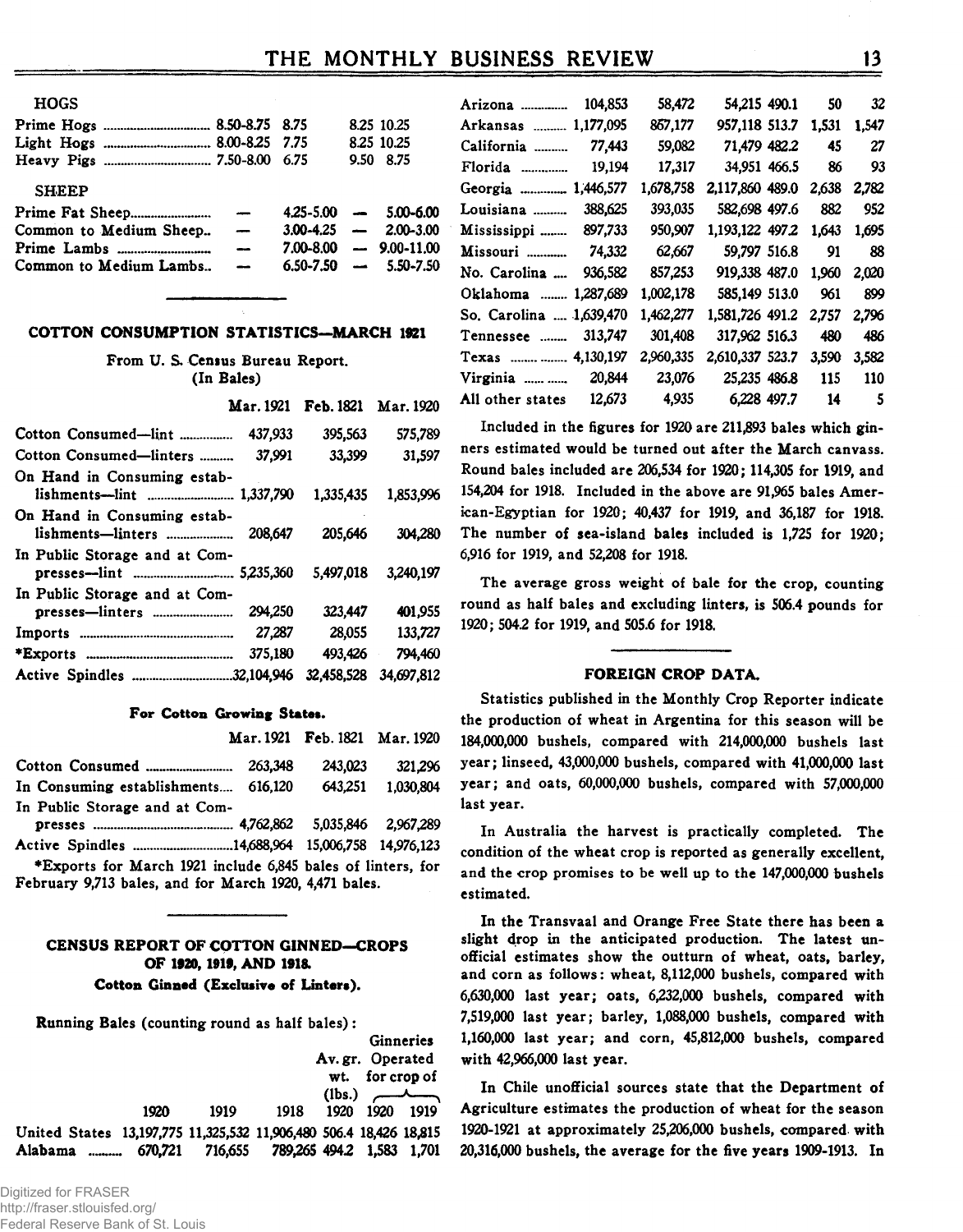### HOGS

| | | | | |
|---|---|---|---|---|
| Prime Hogs | 8.50-8.75 | 8.75 | 8.25 | 10.25 |
| Light Hogs | 8.00-8.25 | 7.75 | 8.25 | 10.25 |
| Heavy Pigs | 7.50-8.00 | 6.75 | 9.50 | 8.75 |

### SHEEP

| | | | | |
|---|---|---|---|---|
| Prime Fat Sheep | — | 4.25-5.00 | — | 5.00-6.00 |
| Common to Medium Sheep | — | 3.00-4.25 | — | 2.00-3.00 |
| Prime Lambs | — | 7.00-8.00 | — | 9.00-11.00 |
| Common to Medium Lambs | — | 6.50-7.50 | — | 5.50-7.50 |

## COTTON CONSUMPTION STATISTICS—MARCH 1921

From U. S. Census Bureau Report.
(In Bales)

| | Mar. 1921 | Feb. 1821 | Mar. 1920 |
|---|---|---|---|
| Cotton Consumed—lint | 437,933 | 395,563 | 575,789 |
| Cotton Consumed—linters | 37,991 | 33,399 | 31,597 |
| On Hand in Consuming establishments—lint | 1,337,790 | 1,335,435 | 1,853,996 |
| On Hand in Consuming establishments—linters | 208,647 | 205,646 | 304,280 |
| In Public Storage and at Compresses—lint | 5,235,360 | 5,497,018 | 3,240,197 |
| In Public Storage and at Compresses—linters | 294,250 | 323,447 | 401,955 |
| Imports | 27,287 | 28,055 | 133,727 |
| *Exports | 375,180 | 493,426 | 794,460 |
| Active Spindles | 32,104,946 | 32,458,528 | 34,697,812 |

**For Cotton Growing States.**

| | Mar. 1921 | Feb. 1821 | Mar. 1920 |
|---|---|---|---|
| Cotton Consumed | 263,348 | 243,023 | 321,296 |
| In Consuming establishments | 616,120 | 643,251 | 1,030,804 |
| In Public Storage and at Compresses | 4,762,862 | 5,035,846 | 2,967,289 |
| Active Spindles | 14,688,964 | 15,006,758 | 14,976,123 |

*Exports for March 1921 include 6,845 bales of linters, for February 9,713 bales, and for March 1920, 4,471 bales.

## CENSUS REPORT OF COTTON GINNED—CROPS OF 1920, 1919, AND 1918.

**Cotton Ginned (Exclusive of Linters).**

Running Bales (counting round as half bales):

| | 1920 | 1919 | 1918 | Av. gr. wt. (lbs.) 1920 | Ginneries Operated for crop of 1920 | Ginneries Operated for crop of 1919 |
|---|---|---|---|---|---|---|
| United States | 13,197,775 | 11,325,532 | 11,906,480 | 506.4 | 18,426 | 18,815 |
| Alabama | 670,721 | 716,655 | 789,265 | 494.2 | 1,583 | 1,701 |
| Arizona | 104,853 | 58,472 | 54,215 | 490.1 | 50 | 32 |
| Arkansas | 1,177,095 | 867,177 | 957,118 | 513.7 | 1,531 | 1,547 |
| California | 77,443 | 59,082 | 71,479 | 482.2 | 45 | 27 |
| Florida | 19,194 | 17,317 | 34,951 | 466.5 | 86 | 93 |
| Georgia | 1,446,577 | 1,678,758 | 2,117,860 | 489.0 | 2,638 | 2,782 |
| Louisiana | 388,625 | 393,035 | 582,698 | 497.6 | 882 | 952 |
| Mississippi | 897,733 | 950,907 | 1,193,122 | 497.2 | 1,643 | 1,695 |
| Missouri | 74,332 | 62,667 | 59,797 | 516.8 | 91 | 88 |
| No. Carolina | 936,582 | 857,253 | 919,338 | 487.0 | 1,960 | 2,020 |
| Oklahoma | 1,287,689 | 1,002,178 | 585,149 | 513.0 | 961 | 899 |
| So. Carolina | 1,639,470 | 1,462,277 | 1,581,726 | 491.2 | 2,757 | 2,796 |
| Tennessee | 313,747 | 301,408 | 317,962 | 516.3 | 480 | 486 |
| Texas | 4,130,197 | 2,960,335 | 2,610,337 | 523.7 | 3,590 | 3,582 |
| Virginia | 20,844 | 23,076 | 25,235 | 486.8 | 115 | 110 |
| All other states | 12,673 | 4,935 | 6,228 | 497.7 | 14 | 5 |

Included in the figures for 1920 are 211,893 bales which ginners estimated would be turned out after the March canvass. Round bales included are 206,534 for 1920; 114,305 for 1919, and 154,204 for 1918. Included in the above are 91,965 bales American-Egyptian for 1920; 40,437 for 1919, and 36,187 for 1918. The number of sea-island bales included is 1,725 for 1920; 6,916 for 1919, and 52,208 for 1918.

The average gross weight of bale for the crop, counting round as half bales and excluding linters, is 506.4 pounds for 1920; 504.2 for 1919, and 505.6 for 1918.

## FOREIGN CROP DATA.

Statistics published in the Monthly Crop Reporter indicate the production of wheat in Argentina for this season will be 184,000,000 bushels, compared with 214,000,000 bushels last year; linseed, 43,000,000 bushels, compared with 41,000,000 last year; and oats, 60,000,000 bushels, compared with 57,000,000 last year.

In Australia the harvest is practically completed. The condition of the wheat crop is reported as generally excellent, and the crop promises to be well up to the 147,000,000 bushels estimated.

In the Transvaal and Orange Free State there has been a slight drop in the anticipated production. The latest unofficial estimates show the outturn of wheat, oats, barley, and corn as follows: wheat, 8,112,000 bushels, compared with 6,630,000 last year; oats, 6,232,000 bushels, compared with 7,519,000 last year; barley, 1,088,000 bushels, compared with 1,160,000 last year; and corn, 45,812,000 bushels, compared with 42,966,000 last year.

In Chile unofficial sources state that the Department of Agriculture estimates the production of wheat for the season 1920-1921 at approximately 25,206,000 bushels, compared with 20,316,000 bushels, the average for the five years 1909-1913. In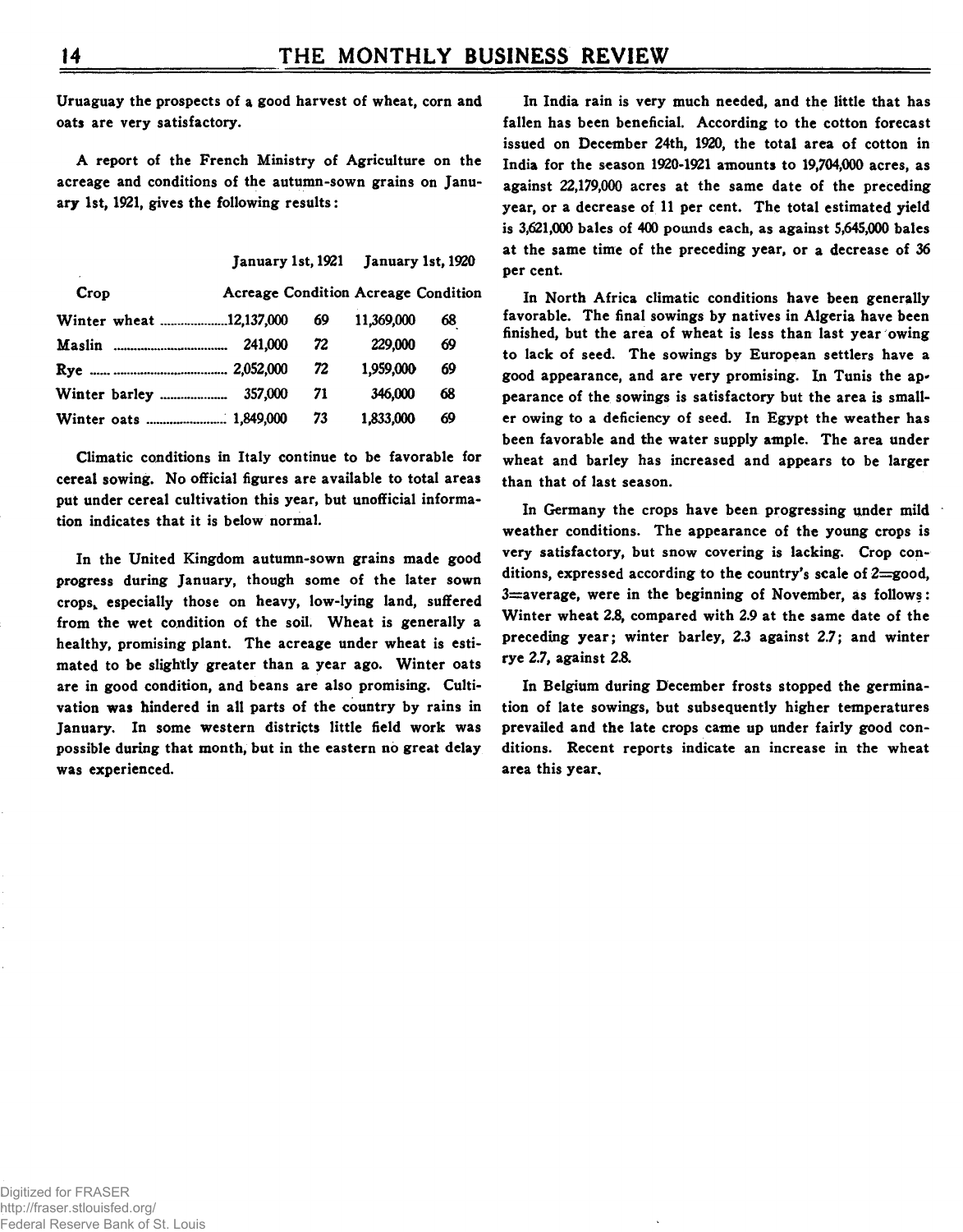Uruaguay the prospects of a good harvest of wheat, corn and oats are very satisfactory.

A report of the French Ministry of Agriculture on the acreage and conditions of the autumn-sown grains on January 1st, 1921, gives the following results:

| | January 1st, 1921 | | January 1st, 1920 | |
|---|---|---|---|---|
| Crop | Acreage | Condition | Acreage | Condition |
| Winter wheat | 12,137,000 | 69 | 11,369,000 | 68 |
| Maslin | 241,000 | 72 | 229,000 | 69 |
| Rye | 2,052,000 | 72 | 1,959,000 | 69 |
| Winter barley | 357,000 | 71 | 346,000 | 68 |
| Winter oats | 1,849,000 | 73 | 1,833,000 | 69 |

Climatic conditions in Italy continue to be favorable for cereal sowing. No official figures are available to total areas put under cereal cultivation this year, but unofficial information indicates that it is below normal.

In the United Kingdom autumn-sown grains made good progress during January, though some of the later sown crops, especially those on heavy, low-lying land, suffered from the wet condition of the soil. Wheat is generally a healthy, promising plant. The acreage under wheat is estimated to be slightly greater than a year ago. Winter oats are in good condition, and beans are also promising. Cultivation was hindered in all parts of the country by rains in January. In some western districts little field work was possible during that month, but in the eastern no great delay was experienced.

In India rain is very much needed, and the little that has fallen has been beneficial. According to the cotton forecast issued on December 24th, 1920, the total area of cotton in India for the season 1920-1921 amounts to 19,704,000 acres, as against 22,179,000 acres at the same date of the preceding year, or a decrease of 11 per cent. The total estimated yield is 3,621,000 bales of 400 pounds each, as against 5,645,000 bales at the same time of the preceding year, or a decrease of 36 per cent.

In North Africa climatic conditions have been generally favorable. The final sowings by natives in Algeria have been finished, but the area of wheat is less than last year owing to lack of seed. The sowings by European settlers have a good appearance, and are very promising. In Tunis the appearance of the sowings is satisfactory but the area is smaller owing to a deficiency of seed. In Egypt the weather has been favorable and the water supply ample. The area under wheat and barley has increased and appears to be larger than that of last season.

In Germany the crops have been progressing under mild weather conditions. The appearance of the young crops is very satisfactory, but snow covering is lacking. Crop conditions, expressed according to the country's scale of 2=good, 3=average, were in the beginning of November, as follows: Winter wheat 2.8, compared with 2.9 at the same date of the preceding year; winter barley, 2.3 against 2.7; and winter rye 2.7, against 2.8.

In Belgium during December frosts stopped the germination of late sowings, but subsequently higher temperatures prevailed and the late crops came up under fairly good conditions. Recent reports indicate an increase in the wheat area this year.